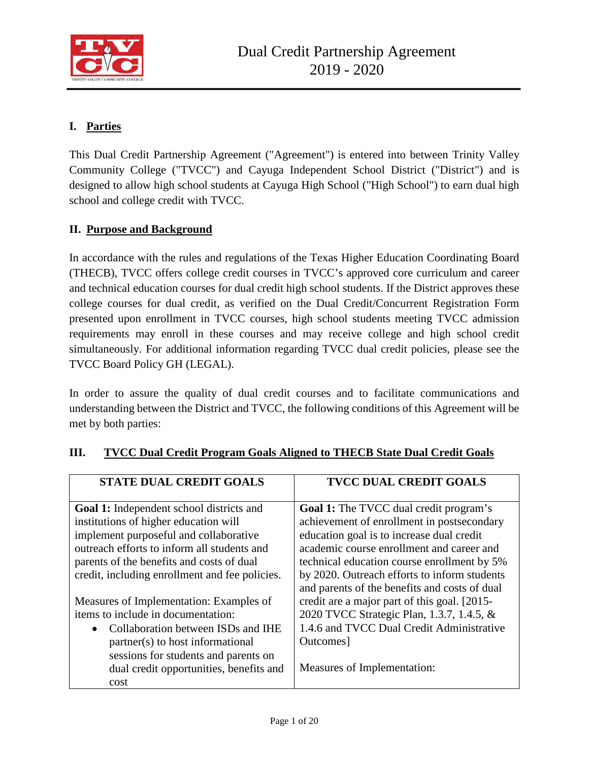# Dual Credit Partnership Agreement 2019 - 2020

## I. Parties

This Dual Credit Partnership Agreement ("Agreement") is entered into between Trinity Valley Community College ("TVCC") and Cayuga Independent School District ("District") and is designed to allow high school students at Cayuga High School ("High School") to earn dual high school and college credit with TVCC.

## II. Purpose and Background

In accordance with the rules and regulations of the Texas Higher Education Coordinating Board (THECB), TVCC offers college credit courses in TVCC's approved core curriculum and career and technical education courses for dual credit high school students. If the District approves these college courses for dual credit, as verified on the Dual Credit/Concurrent Registration Form presented upon enrollment in TVCC courses, high school students meeting TVCC admission requirements may enroll in these courses and may receive college and high school credit simultaneously. For additional information regarding TVCC dual credit policies, please see the TVCC Board Policy GH (LEGAL).

In order to assure the quality of dual credit courses and to facilitate communications and understanding between the District and TVCC, the following conditions of this Agreement will be met by both parties:

## III. TVCC Dual Credit Program Goals Aligned to THECB State Dual Credit Goals

| STATE DUAL CREDIT GOALS | TVCC DUAL CREDIT GOALS |
|---|---|
| **Goal 1:** Independent school districts and institutions of higher education will implement purposeful and collaborative outreach efforts to inform all students and parents of the benefits and costs of dual credit, including enrollment and fee policies.<br><br>Measures of Implementation: Examples of items to include in documentation:<br>• Collaboration between ISDs and IHE partner(s) to host informational sessions for students and parents on dual credit opportunities, benefits and cost | **Goal 1:** The TVCC dual credit program's achievement of enrollment in postsecondary education goal is to increase dual credit academic course enrollment and career and technical education course enrollment by 5% by 2020. Outreach efforts to inform students and parents of the benefits and costs of dual credit are a major part of this goal. [2015-2020 TVCC Strategic Plan, 1.3.7, 1.4.5, & 1.4.6 and TVCC Dual Credit Administrative Outcomes]<br><br>Measures of Implementation: |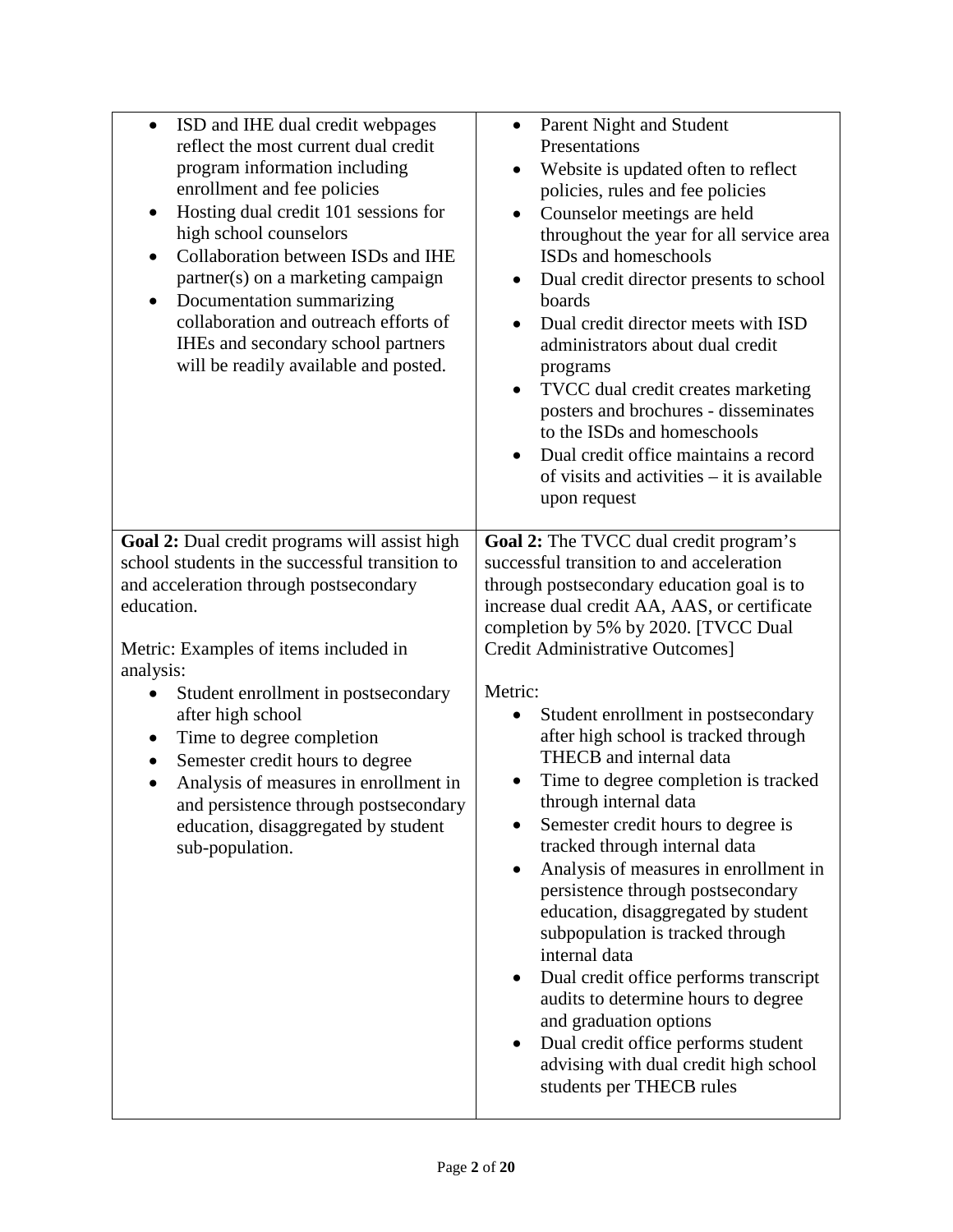| | |
|---|---|
| <ul><li>ISD and IHE dual credit webpages reflect the most current dual credit program information including enrollment and fee policies</li><li>Hosting dual credit 101 sessions for high school counselors</li><li>Collaboration between ISDs and IHE partner(s) on a marketing campaign</li><li>Documentation summarizing collaboration and outreach efforts of IHEs and secondary school partners will be readily available and posted.</li></ul> | <ul><li>Parent Night and Student Presentations</li><li>Website is updated often to reflect policies, rules and fee policies</li><li>Counselor meetings are held throughout the year for all service area ISDs and homeschools</li><li>Dual credit director presents to school boards</li><li>Dual credit director meets with ISD administrators about dual credit programs</li><li>TVCC dual credit creates marketing posters and brochures - disseminates to the ISDs and homeschools</li><li>Dual credit office maintains a record of visits and activities – it is available upon request</li></ul> |
| **Goal 2:** Dual credit programs will assist high school students in the successful transition to and acceleration through postsecondary education.<br><br>Metric: Examples of items included in analysis:<ul><li>Student enrollment in postsecondary after high school</li><li>Time to degree completion</li><li>Semester credit hours to degree</li><li>Analysis of measures in enrollment in and persistence through postsecondary education, disaggregated by student sub-population.</li></ul> | **Goal 2:** The TVCC dual credit program's successful transition to and acceleration through postsecondary education goal is to increase dual credit AA, AAS, or certificate completion by 5% by 2020. [TVCC Dual Credit Administrative Outcomes]<br><br>Metric:<ul><li>Student enrollment in postsecondary after high school is tracked through THECB and internal data</li><li>Time to degree completion is tracked through internal data</li><li>Semester credit hours to degree is tracked through internal data</li><li>Analysis of measures in enrollment in persistence through postsecondary education, disaggregated by student subpopulation is tracked through internal data</li><li>Dual credit office performs transcript audits to determine hours to degree and graduation options</li><li>Dual credit office performs student advising with dual credit high school students per THECB rules</li></ul> |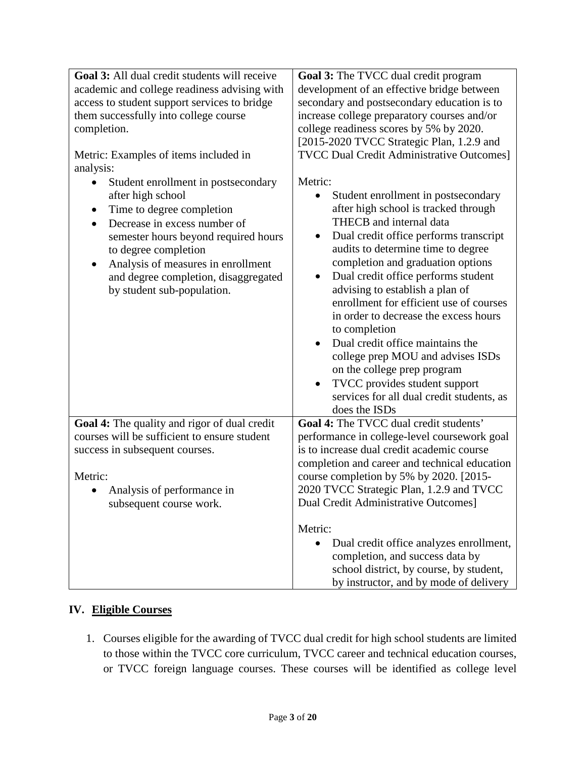| | |
|---|---|
| **Goal 3:** All dual credit students will receive academic and college readiness advising with access to student support services to bridge them successfully into college course completion.<br><br>Metric: Examples of items included in analysis:<br>• Student enrollment in postsecondary after high school<br>• Time to degree completion<br>• Decrease in excess number of semester hours beyond required hours to degree completion<br>• Analysis of measures in enrollment and degree completion, disaggregated by student sub-population. | **Goal 3:** The TVCC dual credit program development of an effective bridge between secondary and postsecondary education is to increase college preparatory courses and/or college readiness scores by 5% by 2020. [2015-2020 TVCC Strategic Plan, 1.2.9 and TVCC Dual Credit Administrative Outcomes]<br><br>Metric:<br>• Student enrollment in postsecondary after high school is tracked through THECB and internal data<br>• Dual credit office performs transcript audits to determine time to degree completion and graduation options<br>• Dual credit office performs student advising to establish a plan of enrollment for efficient use of courses in order to decrease the excess hours to completion<br>• Dual credit office maintains the college prep MOU and advises ISDs on the college prep program<br>• TVCC provides student support services for all dual credit students, as does the ISDs |
| **Goal 4:** The quality and rigor of dual credit courses will be sufficient to ensure student success in subsequent courses.<br><br>Metric:<br>• Analysis of performance in subsequent course work. | **Goal 4:** The TVCC dual credit students' performance in college-level coursework goal is to increase dual credit academic course completion and career and technical education course completion by 5% by 2020. [2015-2020 TVCC Strategic Plan, 1.2.9 and TVCC Dual Credit Administrative Outcomes]<br><br>Metric:<br>• Dual credit office analyzes enrollment, completion, and success data by school district, by course, by student, by instructor, and by mode of delivery |

## IV. Eligible Courses

1. Courses eligible for the awarding of TVCC dual credit for high school students are limited to those within the TVCC core curriculum, TVCC career and technical education courses, or TVCC foreign language courses. These courses will be identified as college level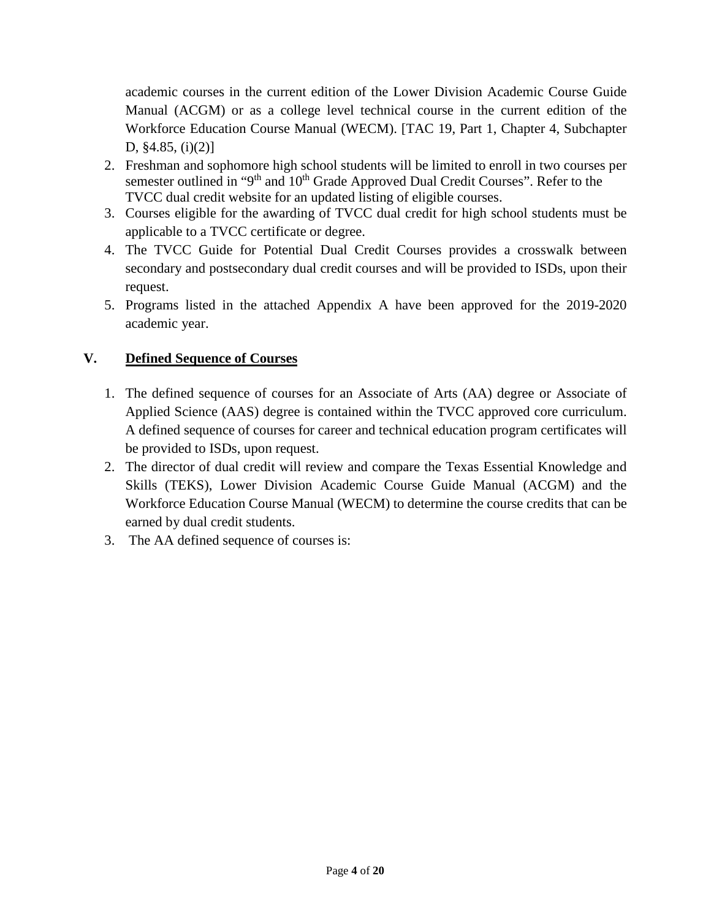academic courses in the current edition of the Lower Division Academic Course Guide Manual (ACGM) or as a college level technical course in the current edition of the Workforce Education Course Manual (WECM). [TAC 19, Part 1, Chapter 4, Subchapter D, §4.85, (i)(2)]

2. Freshman and sophomore high school students will be limited to enroll in two courses per semester outlined in "9th and 10th Grade Approved Dual Credit Courses". Refer to the TVCC dual credit website for an updated listing of eligible courses.
3. Courses eligible for the awarding of TVCC dual credit for high school students must be applicable to a TVCC certificate or degree.
4. The TVCC Guide for Potential Dual Credit Courses provides a crosswalk between secondary and postsecondary dual credit courses and will be provided to ISDs, upon their request.
5. Programs listed in the attached Appendix A have been approved for the 2019-2020 academic year.

## V. Defined Sequence of Courses

1. The defined sequence of courses for an Associate of Arts (AA) degree or Associate of Applied Science (AAS) degree is contained within the TVCC approved core curriculum. A defined sequence of courses for career and technical education program certificates will be provided to ISDs, upon request.
2. The director of dual credit will review and compare the Texas Essential Knowledge and Skills (TEKS), Lower Division Academic Course Guide Manual (ACGM) and the Workforce Education Course Manual (WECM) to determine the course credits that can be earned by dual credit students.
3. The AA defined sequence of courses is: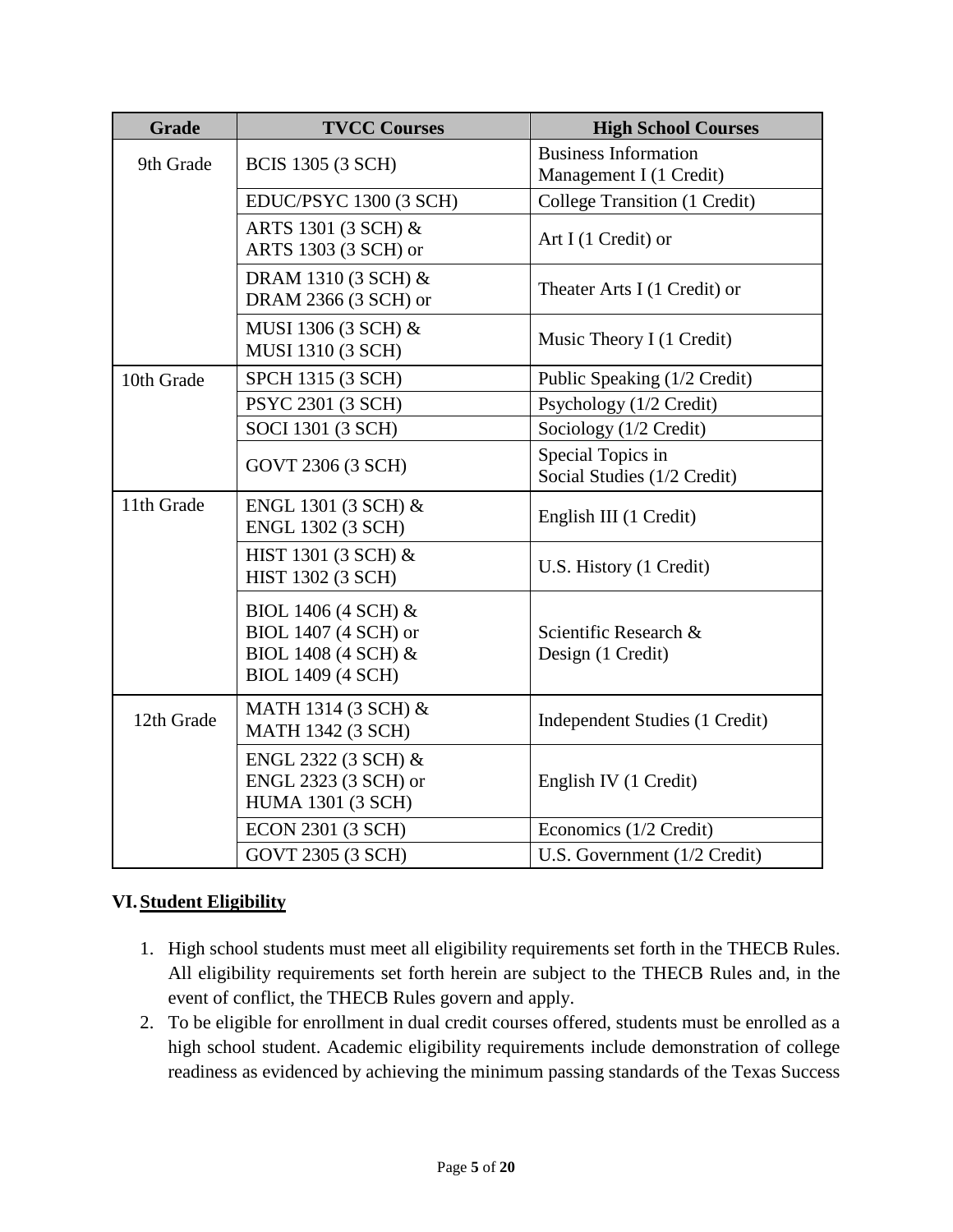| Grade | TVCC Courses | High School Courses |
|---|---|---|
| 9th Grade | BCIS 1305 (3 SCH) | Business Information Management I (1 Credit) |
| | EDUC/PSYC 1300 (3 SCH) | College Transition (1 Credit) |
| | ARTS 1301 (3 SCH) & ARTS 1303 (3 SCH) or | Art I (1 Credit) or |
| | DRAM 1310 (3 SCH) & DRAM 2366 (3 SCH) or | Theater Arts I (1 Credit) or |
| | MUSI 1306 (3 SCH) & MUSI 1310 (3 SCH) | Music Theory I (1 Credit) |
| 10th Grade | SPCH 1315 (3 SCH) | Public Speaking (1/2 Credit) |
| | PSYC 2301 (3 SCH) | Psychology (1/2 Credit) |
| | SOCI 1301 (3 SCH) | Sociology (1/2 Credit) |
| | GOVT 2306 (3 SCH) | Special Topics in Social Studies (1/2 Credit) |
| 11th Grade | ENGL 1301 (3 SCH) & ENGL 1302 (3 SCH) | English III (1 Credit) |
| | HIST 1301 (3 SCH) & HIST 1302 (3 SCH) | U.S. History (1 Credit) |
| | BIOL 1406 (4 SCH) & BIOL 1407 (4 SCH) or BIOL 1408 (4 SCH) & BIOL 1409 (4 SCH) | Scientific Research & Design (1 Credit) |
| 12th Grade | MATH 1314 (3 SCH) & MATH 1342 (3 SCH) | Independent Studies (1 Credit) |
| | ENGL 2322 (3 SCH) & ENGL 2323 (3 SCH) or HUMA 1301 (3 SCH) | English IV (1 Credit) |
| | ECON 2301 (3 SCH) | Economics (1/2 Credit) |
| | GOVT 2305 (3 SCH) | U.S. Government (1/2 Credit) |

## VI. Student Eligibility

1. High school students must meet all eligibility requirements set forth in the THECB Rules. All eligibility requirements set forth herein are subject to the THECB Rules and, in the event of conflict, the THECB Rules govern and apply.
2. To be eligible for enrollment in dual credit courses offered, students must be enrolled as a high school student. Academic eligibility requirements include demonstration of college readiness as evidenced by achieving the minimum passing standards of the Texas Success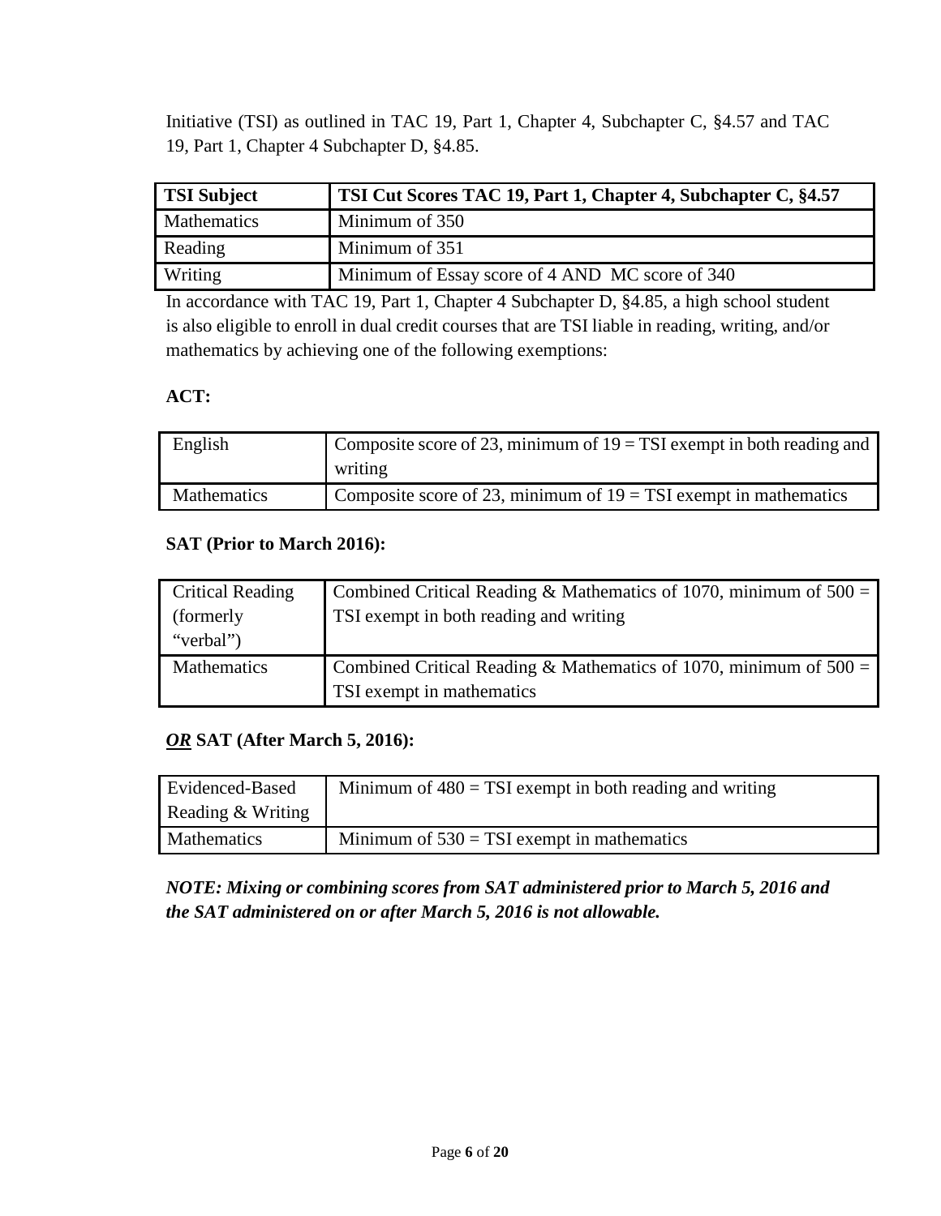Initiative (TSI) as outlined in TAC 19, Part 1, Chapter 4, Subchapter C, §4.57 and TAC 19, Part 1, Chapter 4 Subchapter D, §4.85.

| TSI Subject | TSI Cut Scores TAC 19, Part 1, Chapter 4, Subchapter C, §4.57 |
|---|---|
| Mathematics | Minimum of 350 |
| Reading | Minimum of 351 |
| Writing | Minimum of Essay score of 4 AND MC score of 340 |

In accordance with TAC 19, Part 1, Chapter 4 Subchapter D, §4.85, a high school student is also eligible to enroll in dual credit courses that are TSI liable in reading, writing, and/or mathematics by achieving one of the following exemptions:

**ACT:**

| English | Composite score of 23, minimum of 19 = TSI exempt in both reading and writing |
|---|---|
| Mathematics | Composite score of 23, minimum of 19 = TSI exempt in mathematics |

**SAT (Prior to March 2016):**

| Critical Reading (formerly "verbal") | Combined Critical Reading & Mathematics of 1070, minimum of 500 = TSI exempt in both reading and writing |
|---|---|
| Mathematics | Combined Critical Reading & Mathematics of 1070, minimum of 500 = TSI exempt in mathematics |

***OR*** **SAT (After March 5, 2016):**

| Evidenced-Based Reading & Writing | Minimum of 480 = TSI exempt in both reading and writing |
|---|---|
| Mathematics | Minimum of 530 = TSI exempt in mathematics |

***NOTE: Mixing or combining scores from SAT administered prior to March 5, 2016 and the SAT administered on or after March 5, 2016 is not allowable.***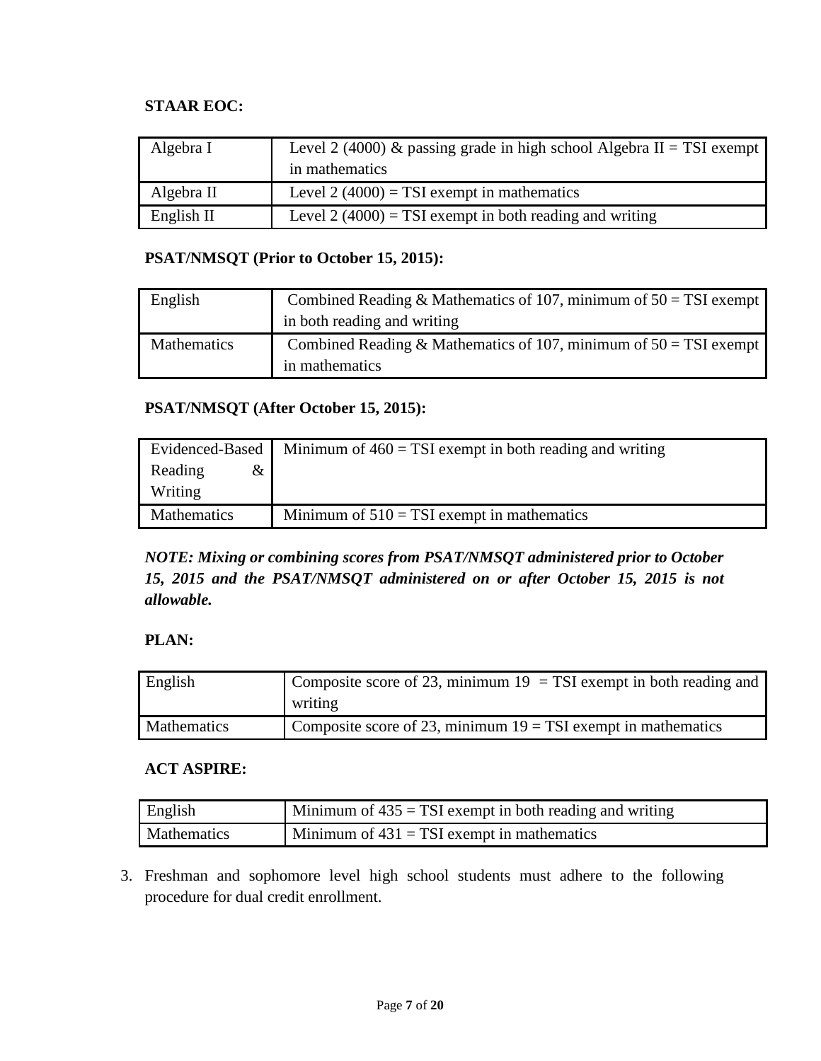**STAAR EOC:**

| Algebra I | Level 2 (4000) & passing grade in high school Algebra II = TSI exempt in mathematics |
|---|---|
| Algebra II | Level 2 (4000) = TSI exempt in mathematics |
| English II | Level 2 (4000) = TSI exempt in both reading and writing |

**PSAT/NMSQT (Prior to October 15, 2015):**

| English | Combined Reading & Mathematics of 107, minimum of 50 = TSI exempt in both reading and writing |
|---|---|
| Mathematics | Combined Reading & Mathematics of 107, minimum of 50 = TSI exempt in mathematics |

**PSAT/NMSQT (After October 15, 2015):**

| Evidenced-Based Reading & Writing | Minimum of 460 = TSI exempt in both reading and writing |
|---|---|
| Mathematics | Minimum of 510 = TSI exempt in mathematics |

***NOTE: Mixing or combining scores from PSAT/NMSQT administered prior to October 15, 2015 and the PSAT/NMSQT administered on or after October 15, 2015 is not allowable.***

**PLAN:**

| English | Composite score of 23, minimum 19 = TSI exempt in both reading and writing |
|---|---|
| Mathematics | Composite score of 23, minimum 19 = TSI exempt in mathematics |

**ACT ASPIRE:**

| English | Minimum of 435 = TSI exempt in both reading and writing |
|---|---|
| Mathematics | Minimum of 431 = TSI exempt in mathematics |

3. Freshman and sophomore level high school students must adhere to the following procedure for dual credit enrollment.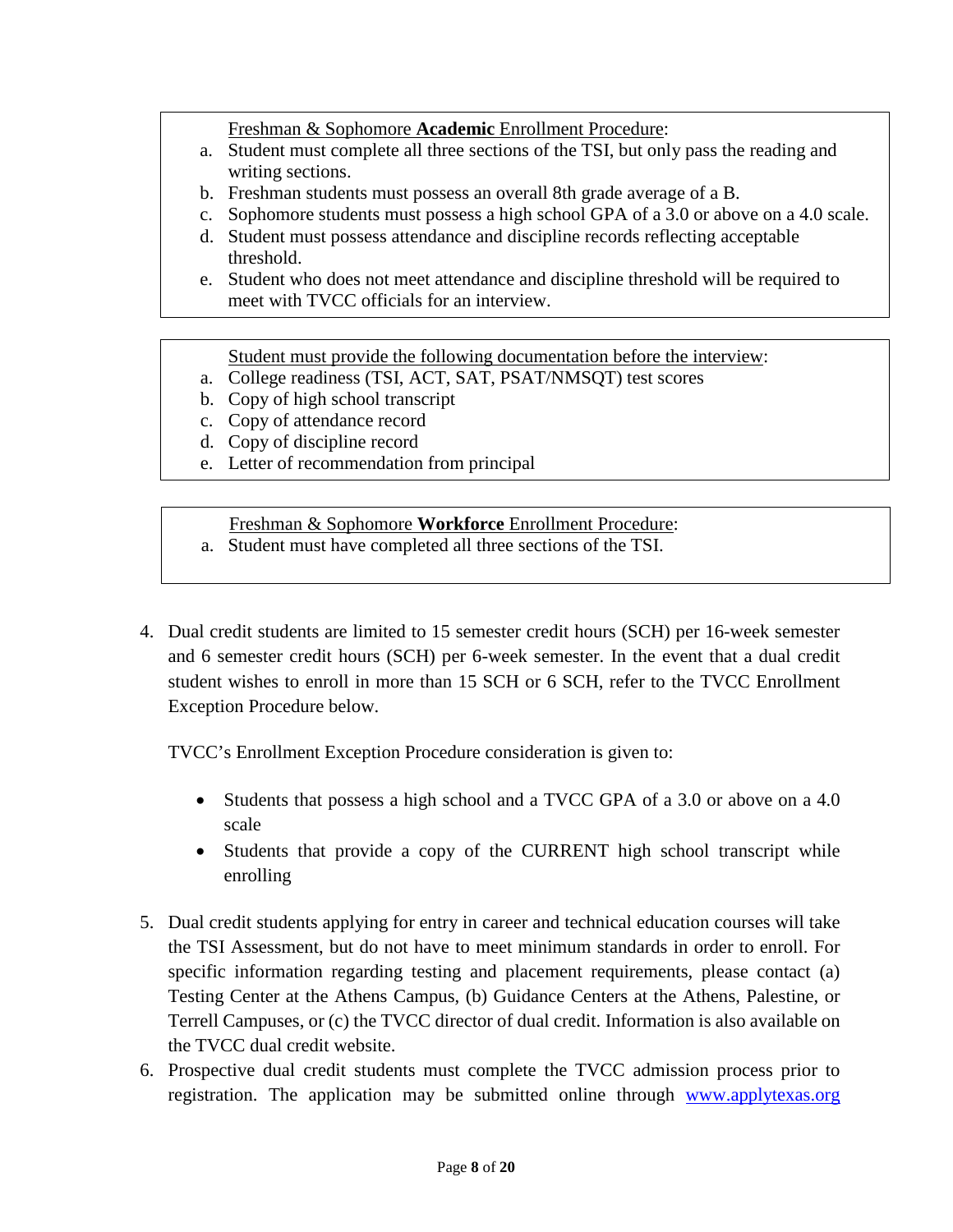Freshman & Sophomore **Academic** Enrollment Procedure:

a. Student must complete all three sections of the TSI, but only pass the reading and writing sections.
b. Freshman students must possess an overall 8th grade average of a B.
c. Sophomore students must possess a high school GPA of a 3.0 or above on a 4.0 scale.
d. Student must possess attendance and discipline records reflecting acceptable threshold.
e. Student who does not meet attendance and discipline threshold will be required to meet with TVCC officials for an interview.

Student must provide the following documentation before the interview:

a. College readiness (TSI, ACT, SAT, PSAT/NMSQT) test scores
b. Copy of high school transcript
c. Copy of attendance record
d. Copy of discipline record
e. Letter of recommendation from principal

Freshman & Sophomore **Workforce** Enrollment Procedure:

a. Student must have completed all three sections of the TSI.

4. Dual credit students are limited to 15 semester credit hours (SCH) per 16-week semester and 6 semester credit hours (SCH) per 6-week semester. In the event that a dual credit student wishes to enroll in more than 15 SCH or 6 SCH, refer to the TVCC Enrollment Exception Procedure below.

   TVCC's Enrollment Exception Procedure consideration is given to:

   - Students that possess a high school and a TVCC GPA of a 3.0 or above on a 4.0 scale
   - Students that provide a copy of the CURRENT high school transcript while enrolling

5. Dual credit students applying for entry in career and technical education courses will take the TSI Assessment, but do not have to meet minimum standards in order to enroll. For specific information regarding testing and placement requirements, please contact (a) Testing Center at the Athens Campus, (b) Guidance Centers at the Athens, Palestine, or Terrell Campuses, or (c) the TVCC director of dual credit. Information is also available on the TVCC dual credit website.
6. Prospective dual credit students must complete the TVCC admission process prior to registration. The application may be submitted online through www.applytexas.org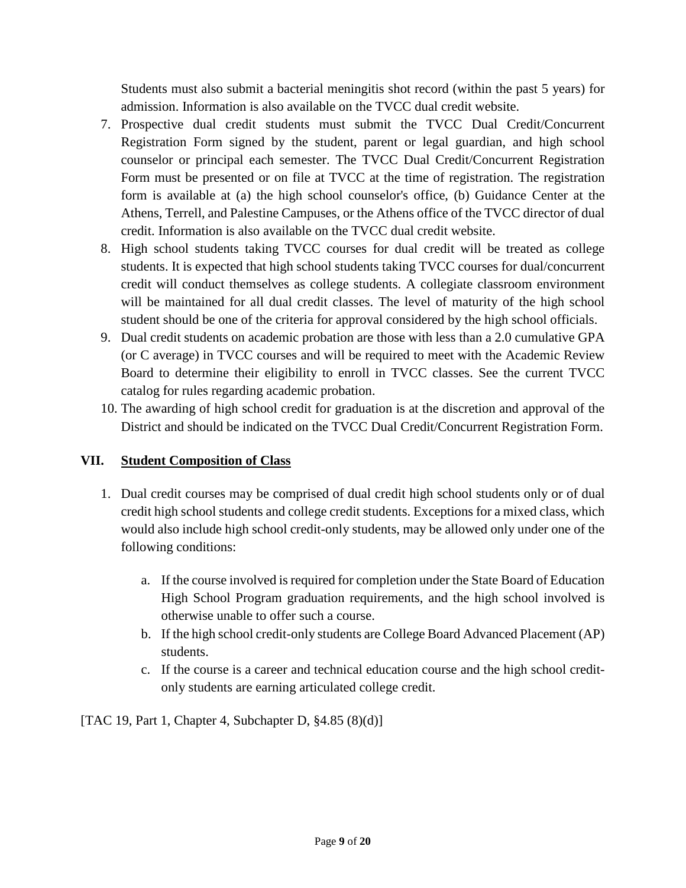Students must also submit a bacterial meningitis shot record (within the past 5 years) for admission. Information is also available on the TVCC dual credit website.

7. Prospective dual credit students must submit the TVCC Dual Credit/Concurrent Registration Form signed by the student, parent or legal guardian, and high school counselor or principal each semester. The TVCC Dual Credit/Concurrent Registration Form must be presented or on file at TVCC at the time of registration. The registration form is available at (a) the high school counselor's office, (b) Guidance Center at the Athens, Terrell, and Palestine Campuses, or the Athens office of the TVCC director of dual credit. Information is also available on the TVCC dual credit website.
8. High school students taking TVCC courses for dual credit will be treated as college students. It is expected that high school students taking TVCC courses for dual/concurrent credit will conduct themselves as college students. A collegiate classroom environment will be maintained for all dual credit classes. The level of maturity of the high school student should be one of the criteria for approval considered by the high school officials.
9. Dual credit students on academic probation are those with less than a 2.0 cumulative GPA (or C average) in TVCC courses and will be required to meet with the Academic Review Board to determine their eligibility to enroll in TVCC classes. See the current TVCC catalog for rules regarding academic probation.
10. The awarding of high school credit for graduation is at the discretion and approval of the District and should be indicated on the TVCC Dual Credit/Concurrent Registration Form.

## VII. Student Composition of Class

1. Dual credit courses may be comprised of dual credit high school students only or of dual credit high school students and college credit students. Exceptions for a mixed class, which would also include high school credit-only students, may be allowed only under one of the following conditions:

    a. If the course involved is required for completion under the State Board of Education High School Program graduation requirements, and the high school involved is otherwise unable to offer such a course.

    b. If the high school credit-only students are College Board Advanced Placement (AP) students.

    c. If the course is a career and technical education course and the high school credit-only students are earning articulated college credit.

[TAC 19, Part 1, Chapter 4, Subchapter D, §4.85 (8)(d)]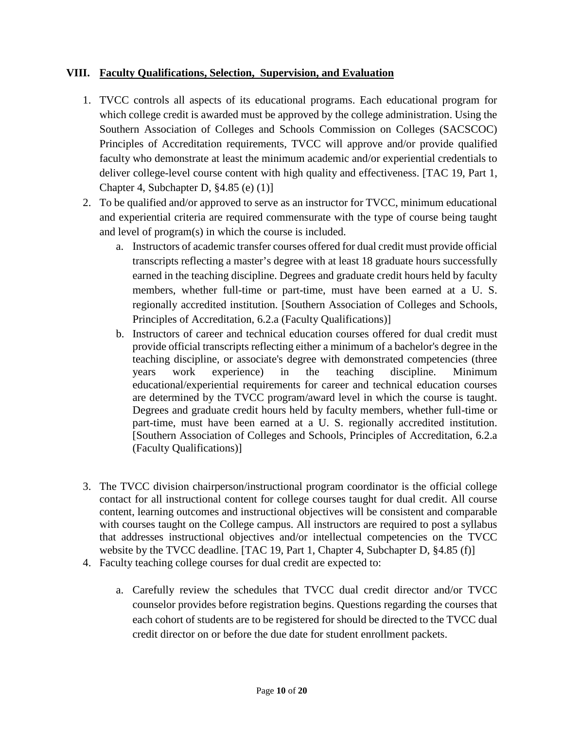## VIII. Faculty Qualifications, Selection, Supervision, and Evaluation

1. TVCC controls all aspects of its educational programs. Each educational program for which college credit is awarded must be approved by the college administration. Using the Southern Association of Colleges and Schools Commission on Colleges (SACSCOC) Principles of Accreditation requirements, TVCC will approve and/or provide qualified faculty who demonstrate at least the minimum academic and/or experiential credentials to deliver college-level course content with high quality and effectiveness. [TAC 19, Part 1, Chapter 4, Subchapter D, §4.85 (e) (1)]
2. To be qualified and/or approved to serve as an instructor for TVCC, minimum educational and experiential criteria are required commensurate with the type of course being taught and level of program(s) in which the course is included.
    a. Instructors of academic transfer courses offered for dual credit must provide official transcripts reflecting a master's degree with at least 18 graduate hours successfully earned in the teaching discipline. Degrees and graduate credit hours held by faculty members, whether full-time or part-time, must have been earned at a U. S. regionally accredited institution. [Southern Association of Colleges and Schools, Principles of Accreditation, 6.2.a (Faculty Qualifications)]
    b. Instructors of career and technical education courses offered for dual credit must provide official transcripts reflecting either a minimum of a bachelor's degree in the teaching discipline, or associate's degree with demonstrated competencies (three years work experience) in the teaching discipline. Minimum educational/experiential requirements for career and technical education courses are determined by the TVCC program/award level in which the course is taught. Degrees and graduate credit hours held by faculty members, whether full-time or part-time, must have been earned at a U. S. regionally accredited institution. [Southern Association of Colleges and Schools, Principles of Accreditation, 6.2.a (Faculty Qualifications)]
3. The TVCC division chairperson/instructional program coordinator is the official college contact for all instructional content for college courses taught for dual credit. All course content, learning outcomes and instructional objectives will be consistent and comparable with courses taught on the College campus. All instructors are required to post a syllabus that addresses instructional objectives and/or intellectual competencies on the TVCC website by the TVCC deadline. [TAC 19, Part 1, Chapter 4, Subchapter D, §4.85 (f)]
4. Faculty teaching college courses for dual credit are expected to:
    a. Carefully review the schedules that TVCC dual credit director and/or TVCC counselor provides before registration begins. Questions regarding the courses that each cohort of students are to be registered for should be directed to the TVCC dual credit director on or before the due date for student enrollment packets.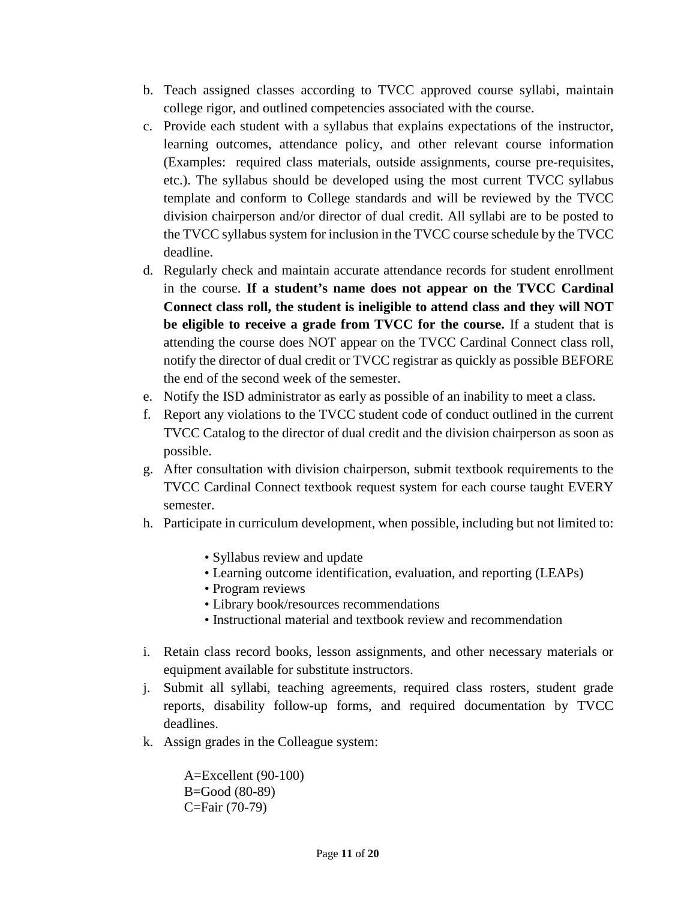b. Teach assigned classes according to TVCC approved course syllabi, maintain college rigor, and outlined competencies associated with the course.
c. Provide each student with a syllabus that explains expectations of the instructor, learning outcomes, attendance policy, and other relevant course information (Examples: required class materials, outside assignments, course pre-requisites, etc.). The syllabus should be developed using the most current TVCC syllabus template and conform to College standards and will be reviewed by the TVCC division chairperson and/or director of dual credit. All syllabi are to be posted to the TVCC syllabus system for inclusion in the TVCC course schedule by the TVCC deadline.
d. Regularly check and maintain accurate attendance records for student enrollment in the course. **If a student's name does not appear on the TVCC Cardinal Connect class roll, the student is ineligible to attend class and they will NOT be eligible to receive a grade from TVCC for the course.** If a student that is attending the course does NOT appear on the TVCC Cardinal Connect class roll, notify the director of dual credit or TVCC registrar as quickly as possible BEFORE the end of the second week of the semester.
e. Notify the ISD administrator as early as possible of an inability to meet a class.
f. Report any violations to the TVCC student code of conduct outlined in the current TVCC Catalog to the director of dual credit and the division chairperson as soon as possible.
g. After consultation with division chairperson, submit textbook requirements to the TVCC Cardinal Connect textbook request system for each course taught EVERY semester.
h. Participate in curriculum development, when possible, including but not limited to:

    - Syllabus review and update
    - Learning outcome identification, evaluation, and reporting (LEAPs)
    - Program reviews
    - Library book/resources recommendations
    - Instructional material and textbook review and recommendation

i. Retain class record books, lesson assignments, and other necessary materials or equipment available for substitute instructors.
j. Submit all syllabi, teaching agreements, required class rosters, student grade reports, disability follow-up forms, and required documentation by TVCC deadlines.
k. Assign grades in the Colleague system:

    A=Excellent (90-100)
    B=Good (80-89)
    C=Fair (70-79)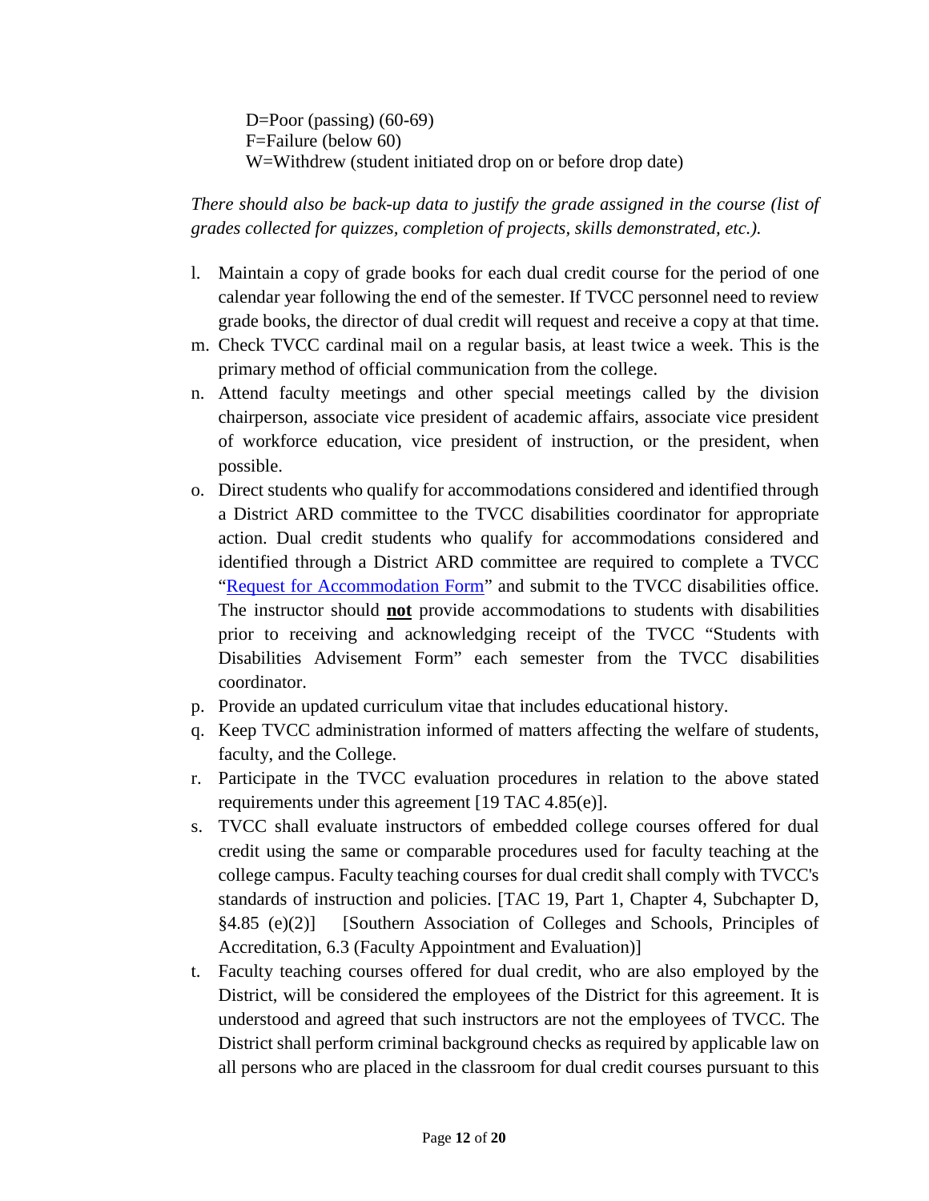D=Poor (passing) (60-69)
F=Failure (below 60)
W=Withdrew (student initiated drop on or before drop date)

*There should also be back-up data to justify the grade assigned in the course (list of grades collected for quizzes, completion of projects, skills demonstrated, etc.).*

l. Maintain a copy of grade books for each dual credit course for the period of one calendar year following the end of the semester. If TVCC personnel need to review grade books, the director of dual credit will request and receive a copy at that time.
m. Check TVCC cardinal mail on a regular basis, at least twice a week. This is the primary method of official communication from the college.
n. Attend faculty meetings and other special meetings called by the division chairperson, associate vice president of academic affairs, associate vice president of workforce education, vice president of instruction, or the president, when possible.
o. Direct students who qualify for accommodations considered and identified through a District ARD committee to the TVCC disabilities coordinator for appropriate action. Dual credit students who qualify for accommodations considered and identified through a District ARD committee are required to complete a TVCC "Request for Accommodation Form" and submit to the TVCC disabilities office. The instructor should **not** provide accommodations to students with disabilities prior to receiving and acknowledging receipt of the TVCC "Students with Disabilities Advisement Form" each semester from the TVCC disabilities coordinator.
p. Provide an updated curriculum vitae that includes educational history.
q. Keep TVCC administration informed of matters affecting the welfare of students, faculty, and the College.
r. Participate in the TVCC evaluation procedures in relation to the above stated requirements under this agreement [19 TAC 4.85(e)].
s. TVCC shall evaluate instructors of embedded college courses offered for dual credit using the same or comparable procedures used for faculty teaching at the college campus. Faculty teaching courses for dual credit shall comply with TVCC's standards of instruction and policies. [TAC 19, Part 1, Chapter 4, Subchapter D, §4.85 (e)(2)] [Southern Association of Colleges and Schools, Principles of Accreditation, 6.3 (Faculty Appointment and Evaluation)]
t. Faculty teaching courses offered for dual credit, who are also employed by the District, will be considered the employees of the District for this agreement. It is understood and agreed that such instructors are not the employees of TVCC. The District shall perform criminal background checks as required by applicable law on all persons who are placed in the classroom for dual credit courses pursuant to this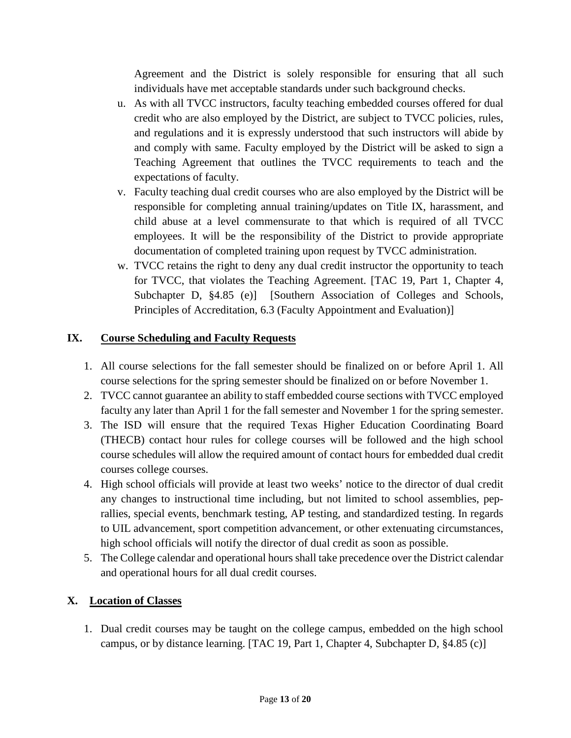Agreement and the District is solely responsible for ensuring that all such individuals have met acceptable standards under such background checks.

u. As with all TVCC instructors, faculty teaching embedded courses offered for dual credit who are also employed by the District, are subject to TVCC policies, rules, and regulations and it is expressly understood that such instructors will abide by and comply with same. Faculty employed by the District will be asked to sign a Teaching Agreement that outlines the TVCC requirements to teach and the expectations of faculty.

v. Faculty teaching dual credit courses who are also employed by the District will be responsible for completing annual training/updates on Title IX, harassment, and child abuse at a level commensurate to that which is required of all TVCC employees. It will be the responsibility of the District to provide appropriate documentation of completed training upon request by TVCC administration.

w. TVCC retains the right to deny any dual credit instructor the opportunity to teach for TVCC, that violates the Teaching Agreement. [TAC 19, Part 1, Chapter 4, Subchapter D, §4.85 (e)] [Southern Association of Colleges and Schools, Principles of Accreditation, 6.3 (Faculty Appointment and Evaluation)]

## IX. Course Scheduling and Faculty Requests

1. All course selections for the fall semester should be finalized on or before April 1. All course selections for the spring semester should be finalized on or before November 1.
2. TVCC cannot guarantee an ability to staff embedded course sections with TVCC employed faculty any later than April 1 for the fall semester and November 1 for the spring semester.
3. The ISD will ensure that the required Texas Higher Education Coordinating Board (THECB) contact hour rules for college courses will be followed and the high school course schedules will allow the required amount of contact hours for embedded dual credit courses college courses.
4. High school officials will provide at least two weeks' notice to the director of dual credit any changes to instructional time including, but not limited to school assemblies, pep-rallies, special events, benchmark testing, AP testing, and standardized testing. In regards to UIL advancement, sport competition advancement, or other extenuating circumstances, high school officials will notify the director of dual credit as soon as possible.
5. The College calendar and operational hours shall take precedence over the District calendar and operational hours for all dual credit courses.

## X. Location of Classes

1. Dual credit courses may be taught on the college campus, embedded on the high school campus, or by distance learning. [TAC 19, Part 1, Chapter 4, Subchapter D, §4.85 (c)]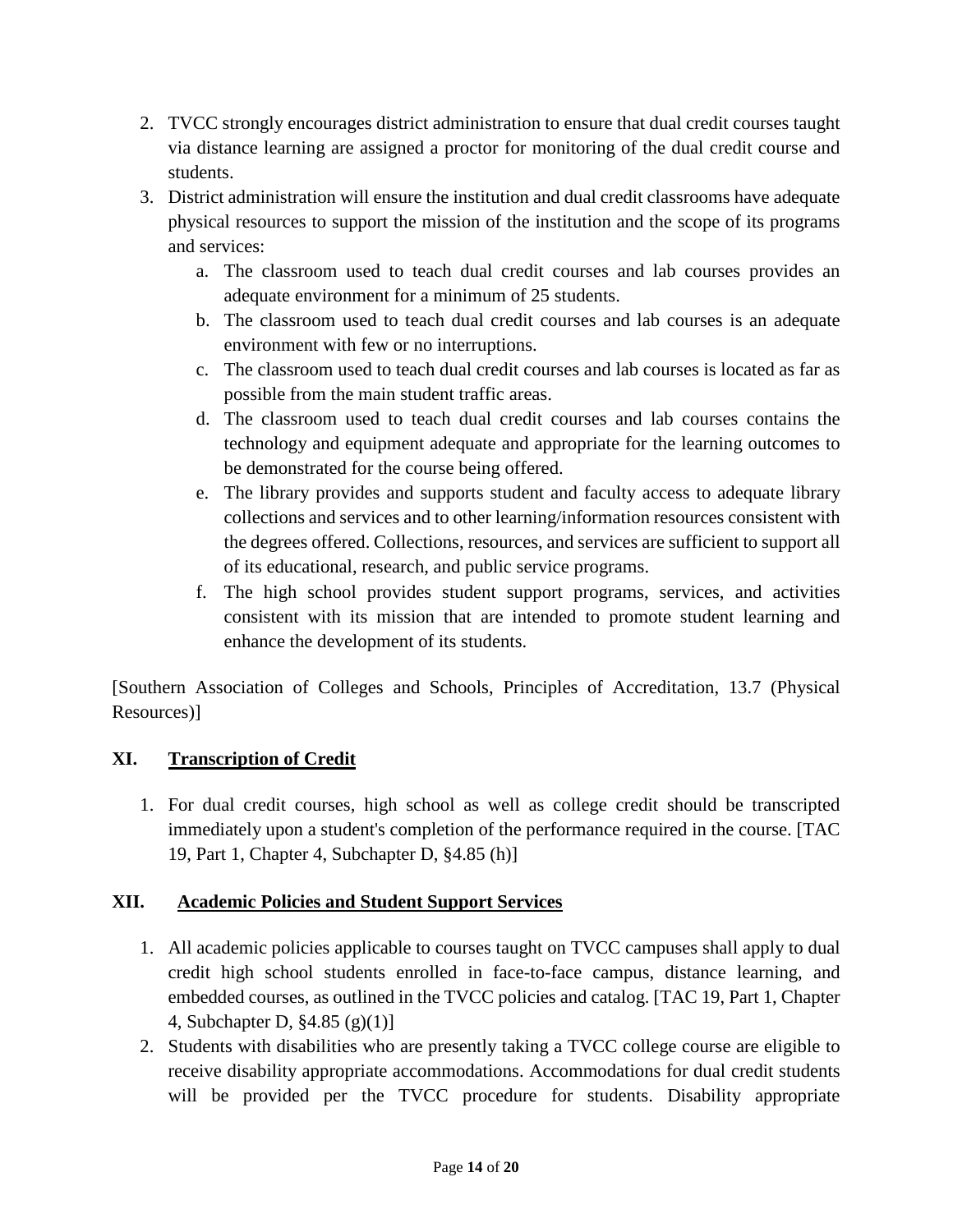2. TVCC strongly encourages district administration to ensure that dual credit courses taught via distance learning are assigned a proctor for monitoring of the dual credit course and students.
3. District administration will ensure the institution and dual credit classrooms have adequate physical resources to support the mission of the institution and the scope of its programs and services:
   a. The classroom used to teach dual credit courses and lab courses provides an adequate environment for a minimum of 25 students.
   b. The classroom used to teach dual credit courses and lab courses is an adequate environment with few or no interruptions.
   c. The classroom used to teach dual credit courses and lab courses is located as far as possible from the main student traffic areas.
   d. The classroom used to teach dual credit courses and lab courses contains the technology and equipment adequate and appropriate for the learning outcomes to be demonstrated for the course being offered.
   e. The library provides and supports student and faculty access to adequate library collections and services and to other learning/information resources consistent with the degrees offered. Collections, resources, and services are sufficient to support all of its educational, research, and public service programs.
   f. The high school provides student support programs, services, and activities consistent with its mission that are intended to promote student learning and enhance the development of its students.

[Southern Association of Colleges and Schools, Principles of Accreditation, 13.7 (Physical Resources)]

## XI. <u>Transcription of Credit</u>

1. For dual credit courses, high school as well as college credit should be transcripted immediately upon a student's completion of the performance required in the course. [TAC 19, Part 1, Chapter 4, Subchapter D, §4.85 (h)]

## XII. <u>Academic Policies and Student Support Services</u>

1. All academic policies applicable to courses taught on TVCC campuses shall apply to dual credit high school students enrolled in face-to-face campus, distance learning, and embedded courses, as outlined in the TVCC policies and catalog. [TAC 19, Part 1, Chapter 4, Subchapter D, §4.85 (g)(1)]
2. Students with disabilities who are presently taking a TVCC college course are eligible to receive disability appropriate accommodations. Accommodations for dual credit students will be provided per the TVCC procedure for students. Disability appropriate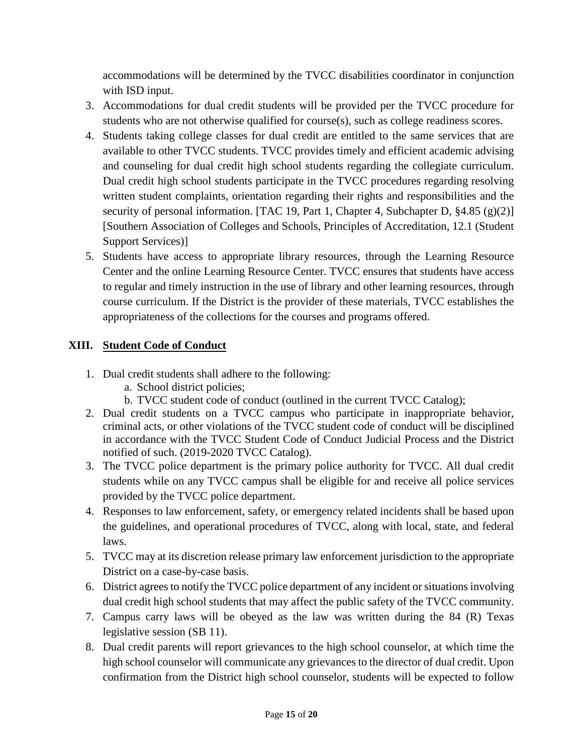accommodations will be determined by the TVCC disabilities coordinator in conjunction with ISD input.

3. Accommodations for dual credit students will be provided per the TVCC procedure for students who are not otherwise qualified for course(s), such as college readiness scores.
4. Students taking college classes for dual credit are entitled to the same services that are available to other TVCC students. TVCC provides timely and efficient academic advising and counseling for dual credit high school students regarding the collegiate curriculum. Dual credit high school students participate in the TVCC procedures regarding resolving written student complaints, orientation regarding their rights and responsibilities and the security of personal information. [TAC 19, Part 1, Chapter 4, Subchapter D, §4.85 (g)(2)] [Southern Association of Colleges and Schools, Principles of Accreditation, 12.1 (Student Support Services)]
5. Students have access to appropriate library resources, through the Learning Resource Center and the online Learning Resource Center. TVCC ensures that students have access to regular and timely instruction in the use of library and other learning resources, through course curriculum. If the District is the provider of these materials, TVCC establishes the appropriateness of the collections for the courses and programs offered.

## XIII. Student Code of Conduct

1. Dual credit students shall adhere to the following:
   a. School district policies;
   b. TVCC student code of conduct (outlined in the current TVCC Catalog);
2. Dual credit students on a TVCC campus who participate in inappropriate behavior, criminal acts, or other violations of the TVCC student code of conduct will be disciplined in accordance with the TVCC Student Code of Conduct Judicial Process and the District notified of such. (2019-2020 TVCC Catalog).
3. The TVCC police department is the primary police authority for TVCC. All dual credit students while on any TVCC campus shall be eligible for and receive all police services provided by the TVCC police department.
4. Responses to law enforcement, safety, or emergency related incidents shall be based upon the guidelines, and operational procedures of TVCC, along with local, state, and federal laws.
5. TVCC may at its discretion release primary law enforcement jurisdiction to the appropriate District on a case-by-case basis.
6. District agrees to notify the TVCC police department of any incident or situations involving dual credit high school students that may affect the public safety of the TVCC community.
7. Campus carry laws will be obeyed as the law was written during the 84 (R) Texas legislative session (SB 11).
8. Dual credit parents will report grievances to the high school counselor, at which time the high school counselor will communicate any grievances to the director of dual credit. Upon confirmation from the District high school counselor, students will be expected to follow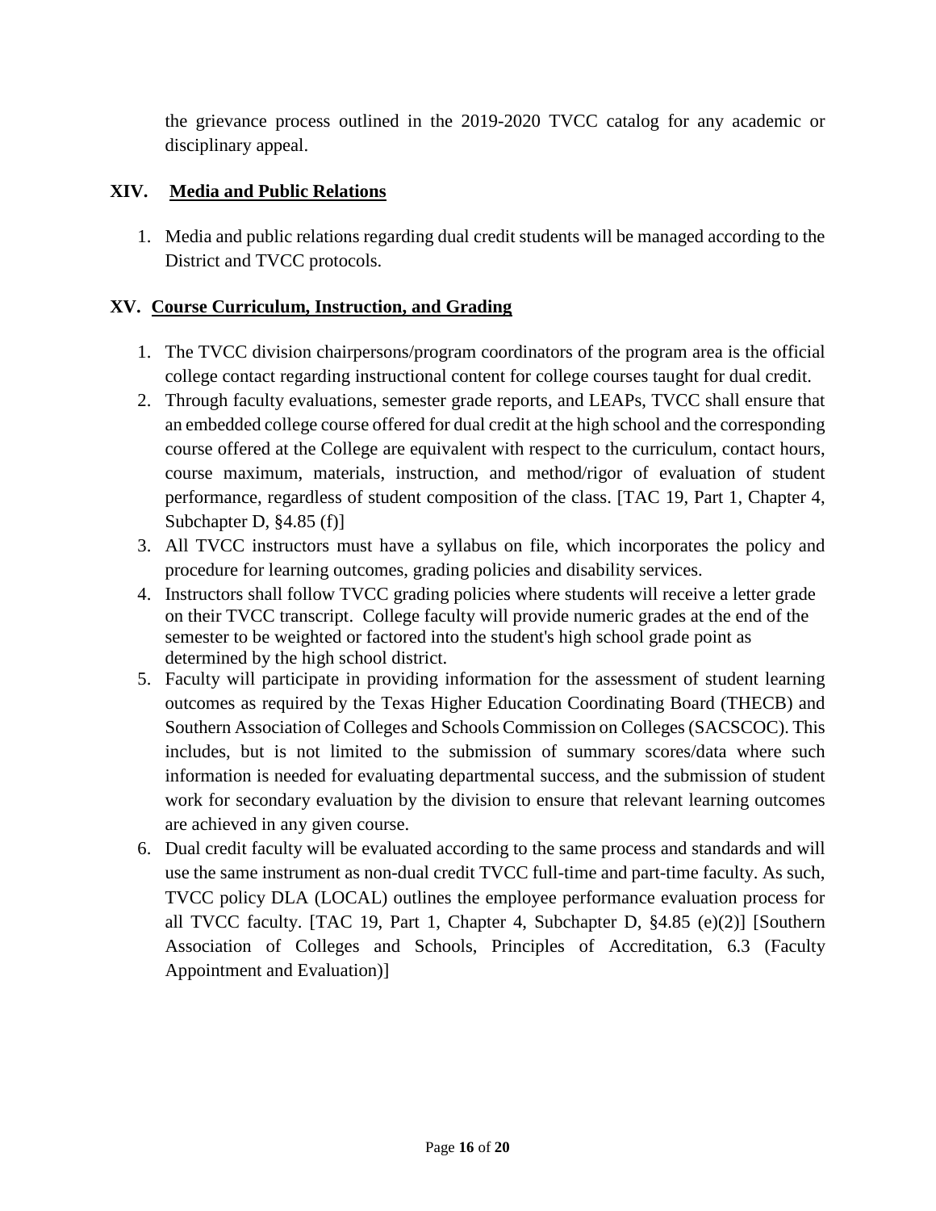the grievance process outlined in the 2019-2020 TVCC catalog for any academic or disciplinary appeal.

## XIV. Media and Public Relations

1. Media and public relations regarding dual credit students will be managed according to the District and TVCC protocols.

## XV. Course Curriculum, Instruction, and Grading

1. The TVCC division chairpersons/program coordinators of the program area is the official college contact regarding instructional content for college courses taught for dual credit.
2. Through faculty evaluations, semester grade reports, and LEAPs, TVCC shall ensure that an embedded college course offered for dual credit at the high school and the corresponding course offered at the College are equivalent with respect to the curriculum, contact hours, course maximum, materials, instruction, and method/rigor of evaluation of student performance, regardless of student composition of the class. [TAC 19, Part 1, Chapter 4, Subchapter D, §4.85 (f)]
3. All TVCC instructors must have a syllabus on file, which incorporates the policy and procedure for learning outcomes, grading policies and disability services.
4. Instructors shall follow TVCC grading policies where students will receive a letter grade on their TVCC transcript. College faculty will provide numeric grades at the end of the semester to be weighted or factored into the student's high school grade point as determined by the high school district.
5. Faculty will participate in providing information for the assessment of student learning outcomes as required by the Texas Higher Education Coordinating Board (THECB) and Southern Association of Colleges and Schools Commission on Colleges (SACSCOC). This includes, but is not limited to the submission of summary scores/data where such information is needed for evaluating departmental success, and the submission of student work for secondary evaluation by the division to ensure that relevant learning outcomes are achieved in any given course.
6. Dual credit faculty will be evaluated according to the same process and standards and will use the same instrument as non-dual credit TVCC full-time and part-time faculty. As such, TVCC policy DLA (LOCAL) outlines the employee performance evaluation process for all TVCC faculty. [TAC 19, Part 1, Chapter 4, Subchapter D, §4.85 (e)(2)] [Southern Association of Colleges and Schools, Principles of Accreditation, 6.3 (Faculty Appointment and Evaluation)]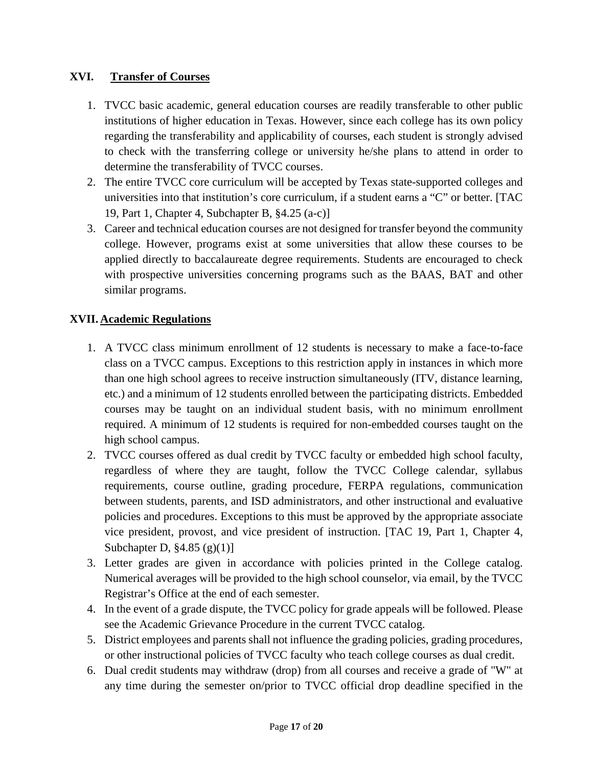## XVI. Transfer of Courses

1. TVCC basic academic, general education courses are readily transferable to other public institutions of higher education in Texas. However, since each college has its own policy regarding the transferability and applicability of courses, each student is strongly advised to check with the transferring college or university he/she plans to attend in order to determine the transferability of TVCC courses.
2. The entire TVCC core curriculum will be accepted by Texas state-supported colleges and universities into that institution's core curriculum, if a student earns a "C" or better. [TAC 19, Part 1, Chapter 4, Subchapter B, §4.25 (a-c)]
3. Career and technical education courses are not designed for transfer beyond the community college. However, programs exist at some universities that allow these courses to be applied directly to baccalaureate degree requirements. Students are encouraged to check with prospective universities concerning programs such as the BAAS, BAT and other similar programs.

## XVII. Academic Regulations

1. A TVCC class minimum enrollment of 12 students is necessary to make a face-to-face class on a TVCC campus. Exceptions to this restriction apply in instances in which more than one high school agrees to receive instruction simultaneously (ITV, distance learning, etc.) and a minimum of 12 students enrolled between the participating districts. Embedded courses may be taught on an individual student basis, with no minimum enrollment required. A minimum of 12 students is required for non-embedded courses taught on the high school campus.
2. TVCC courses offered as dual credit by TVCC faculty or embedded high school faculty, regardless of where they are taught, follow the TVCC College calendar, syllabus requirements, course outline, grading procedure, FERPA regulations, communication between students, parents, and ISD administrators, and other instructional and evaluative policies and procedures. Exceptions to this must be approved by the appropriate associate vice president, provost, and vice president of instruction. [TAC 19, Part 1, Chapter 4, Subchapter D, §4.85 (g)(1)]
3. Letter grades are given in accordance with policies printed in the College catalog. Numerical averages will be provided to the high school counselor, via email, by the TVCC Registrar's Office at the end of each semester.
4. In the event of a grade dispute, the TVCC policy for grade appeals will be followed. Please see the Academic Grievance Procedure in the current TVCC catalog.
5. District employees and parents shall not influence the grading policies, grading procedures, or other instructional policies of TVCC faculty who teach college courses as dual credit.
6. Dual credit students may withdraw (drop) from all courses and receive a grade of "W" at any time during the semester on/prior to TVCC official drop deadline specified in the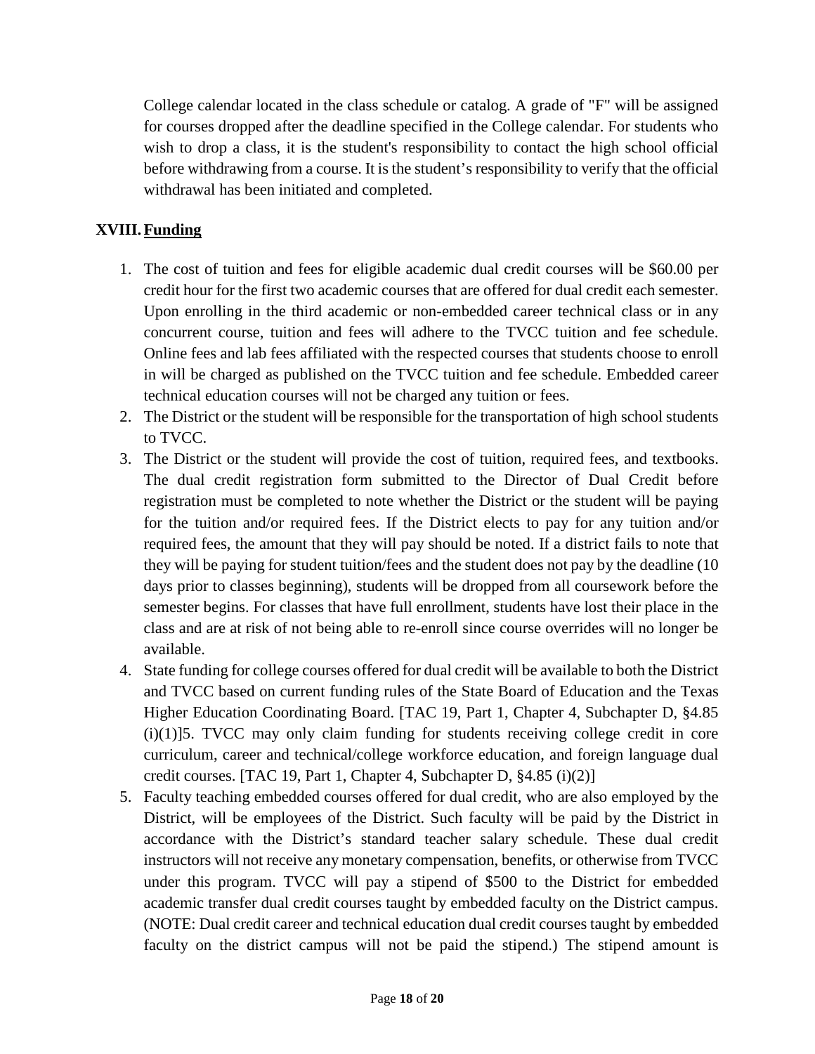College calendar located in the class schedule or catalog. A grade of "F" will be assigned for courses dropped after the deadline specified in the College calendar. For students who wish to drop a class, it is the student's responsibility to contact the high school official before withdrawing from a course. It is the student's responsibility to verify that the official withdrawal has been initiated and completed.

## XVIII. Funding

1. The cost of tuition and fees for eligible academic dual credit courses will be $60.00 per credit hour for the first two academic courses that are offered for dual credit each semester. Upon enrolling in the third academic or non-embedded career technical class or in any concurrent course, tuition and fees will adhere to the TVCC tuition and fee schedule. Online fees and lab fees affiliated with the respected courses that students choose to enroll in will be charged as published on the TVCC tuition and fee schedule. Embedded career technical education courses will not be charged any tuition or fees.
2. The District or the student will be responsible for the transportation of high school students to TVCC.
3. The District or the student will provide the cost of tuition, required fees, and textbooks. The dual credit registration form submitted to the Director of Dual Credit before registration must be completed to note whether the District or the student will be paying for the tuition and/or required fees. If the District elects to pay for any tuition and/or required fees, the amount that they will pay should be noted. If a district fails to note that they will be paying for student tuition/fees and the student does not pay by the deadline (10 days prior to classes beginning), students will be dropped from all coursework before the semester begins. For classes that have full enrollment, students have lost their place in the class and are at risk of not being able to re-enroll since course overrides will no longer be available.
4. State funding for college courses offered for dual credit will be available to both the District and TVCC based on current funding rules of the State Board of Education and the Texas Higher Education Coordinating Board. [TAC 19, Part 1, Chapter 4, Subchapter D, §4.85 (i)(1)]5. TVCC may only claim funding for students receiving college credit in core curriculum, career and technical/college workforce education, and foreign language dual credit courses. [TAC 19, Part 1, Chapter 4, Subchapter D, §4.85 (i)(2)]
5. Faculty teaching embedded courses offered for dual credit, who are also employed by the District, will be employees of the District. Such faculty will be paid by the District in accordance with the District's standard teacher salary schedule. These dual credit instructors will not receive any monetary compensation, benefits, or otherwise from TVCC under this program. TVCC will pay a stipend of $500 to the District for embedded academic transfer dual credit courses taught by embedded faculty on the District campus. (NOTE: Dual credit career and technical education dual credit courses taught by embedded faculty on the district campus will not be paid the stipend.) The stipend amount is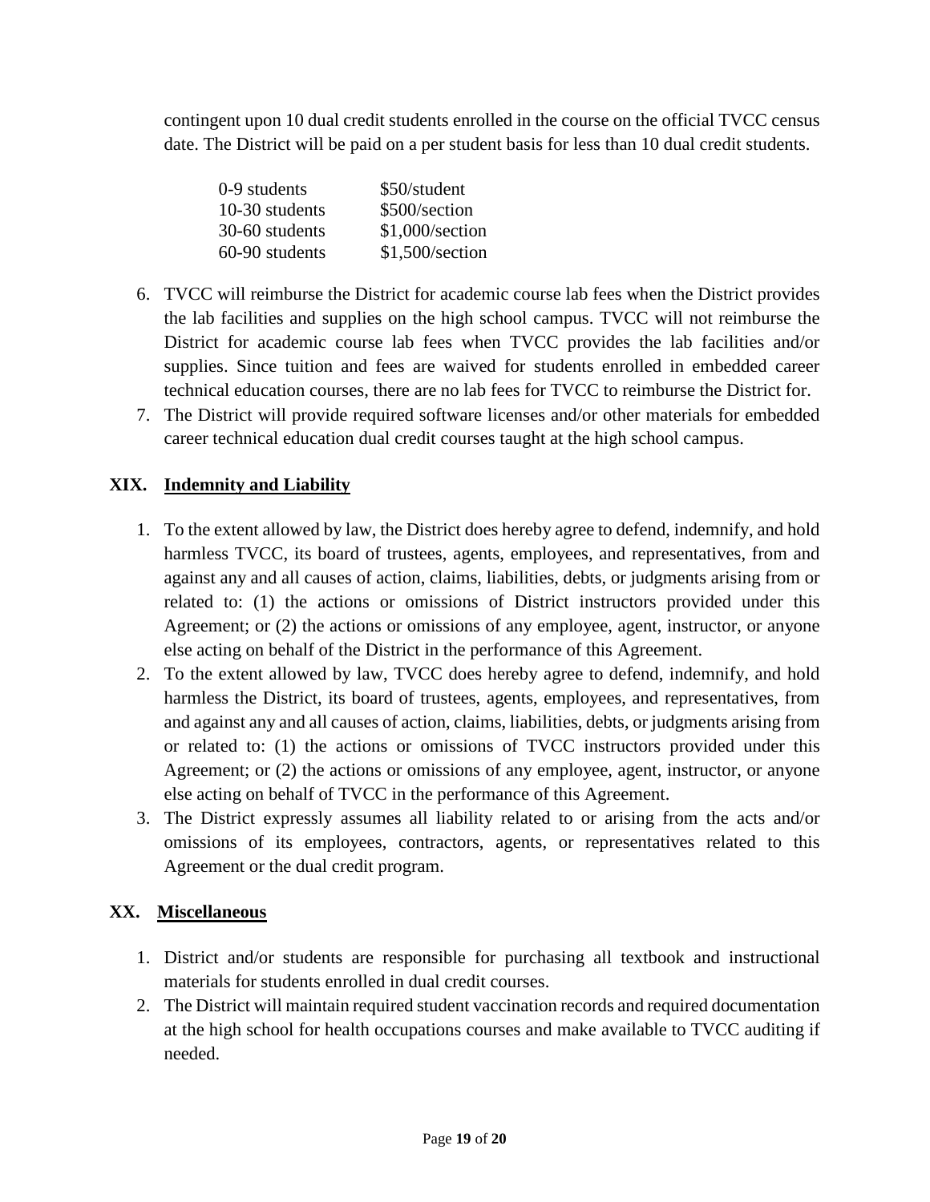contingent upon 10 dual credit students enrolled in the course on the official TVCC census date. The District will be paid on a per student basis for less than 10 dual credit students.

| | |
|---|---|
| 0-9 students | $50/student |
| 10-30 students | $500/section |
| 30-60 students | $1,000/section |
| 60-90 students | $1,500/section |

6. TVCC will reimburse the District for academic course lab fees when the District provides the lab facilities and supplies on the high school campus. TVCC will not reimburse the District for academic course lab fees when TVCC provides the lab facilities and/or supplies. Since tuition and fees are waived for students enrolled in embedded career technical education courses, there are no lab fees for TVCC to reimburse the District for.
7. The District will provide required software licenses and/or other materials for embedded career technical education dual credit courses taught at the high school campus.

## XIX. Indemnity and Liability

1. To the extent allowed by law, the District does hereby agree to defend, indemnify, and hold harmless TVCC, its board of trustees, agents, employees, and representatives, from and against any and all causes of action, claims, liabilities, debts, or judgments arising from or related to: (1) the actions or omissions of District instructors provided under this Agreement; or (2) the actions or omissions of any employee, agent, instructor, or anyone else acting on behalf of the District in the performance of this Agreement.
2. To the extent allowed by law, TVCC does hereby agree to defend, indemnify, and hold harmless the District, its board of trustees, agents, employees, and representatives, from and against any and all causes of action, claims, liabilities, debts, or judgments arising from or related to: (1) the actions or omissions of TVCC instructors provided under this Agreement; or (2) the actions or omissions of any employee, agent, instructor, or anyone else acting on behalf of TVCC in the performance of this Agreement.
3. The District expressly assumes all liability related to or arising from the acts and/or omissions of its employees, contractors, agents, or representatives related to this Agreement or the dual credit program.

## XX. Miscellaneous

1. District and/or students are responsible for purchasing all textbook and instructional materials for students enrolled in dual credit courses.
2. The District will maintain required student vaccination records and required documentation at the high school for health occupations courses and make available to TVCC auditing if needed.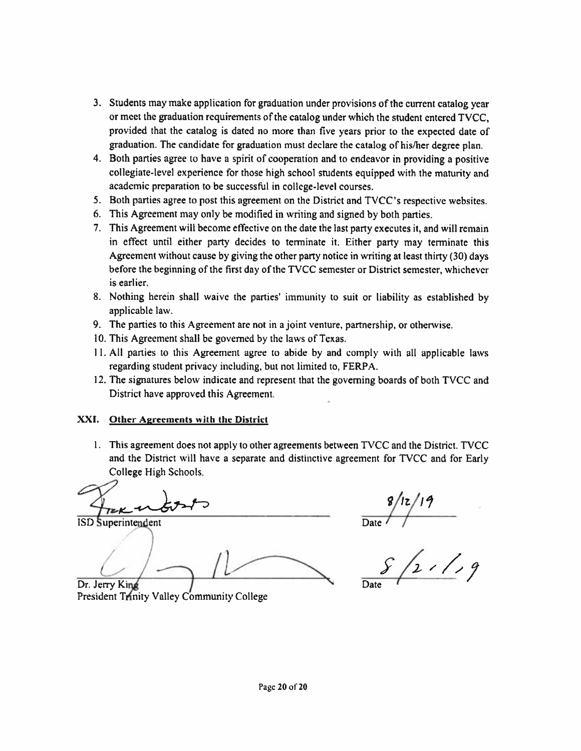3. Students may make application for graduation under provisions of the current catalog year or meet the graduation requirements of the catalog under which the student entered TVCC, provided that the catalog is dated no more than five years prior to the expected date of graduation. The candidate for graduation must declare the catalog of his/her degree plan.
4. Both parties agree to have a spirit of cooperation and to endeavor in providing a positive collegiate-level experience for those high school students equipped with the maturity and academic preparation to be successful in college-level courses.
5. Both parties agree to post this agreement on the District and TVCC's respective websites.
6. This Agreement may only be modified in writing and signed by both parties.
7. This Agreement will become effective on the date the last party executes it, and will remain in effect until either party decides to terminate it. Either party may terminate this Agreement without cause by giving the other party notice in writing at least thirty (30) days before the beginning of the first day of the TVCC semester or District semester, whichever is earlier.
8. Nothing herein shall waive the parties' immunity to suit or liability as established by applicable law.
9. The parties to this Agreement are not in a joint venture, partnership, or otherwise.
10. This Agreement shall be governed by the laws of Texas.
11. All parties to this Agreement agree to abide by and comply with all applicable laws regarding student privacy including, but not limited to, FERPA.
12. The signatures below indicate and represent that the governing boards of both TVCC and District have approved this Agreement.

## XXI. Other Agreements with the District

1. This agreement does not apply to other agreements between TVCC and the District. TVCC and the District will have a separate and distinctive agreement for TVCC and for Early College High Schools.

ISD Superintendent — Date: 8/12/19

Dr. Jerry King
President Trinity Valley Community College — Date: 8/21/19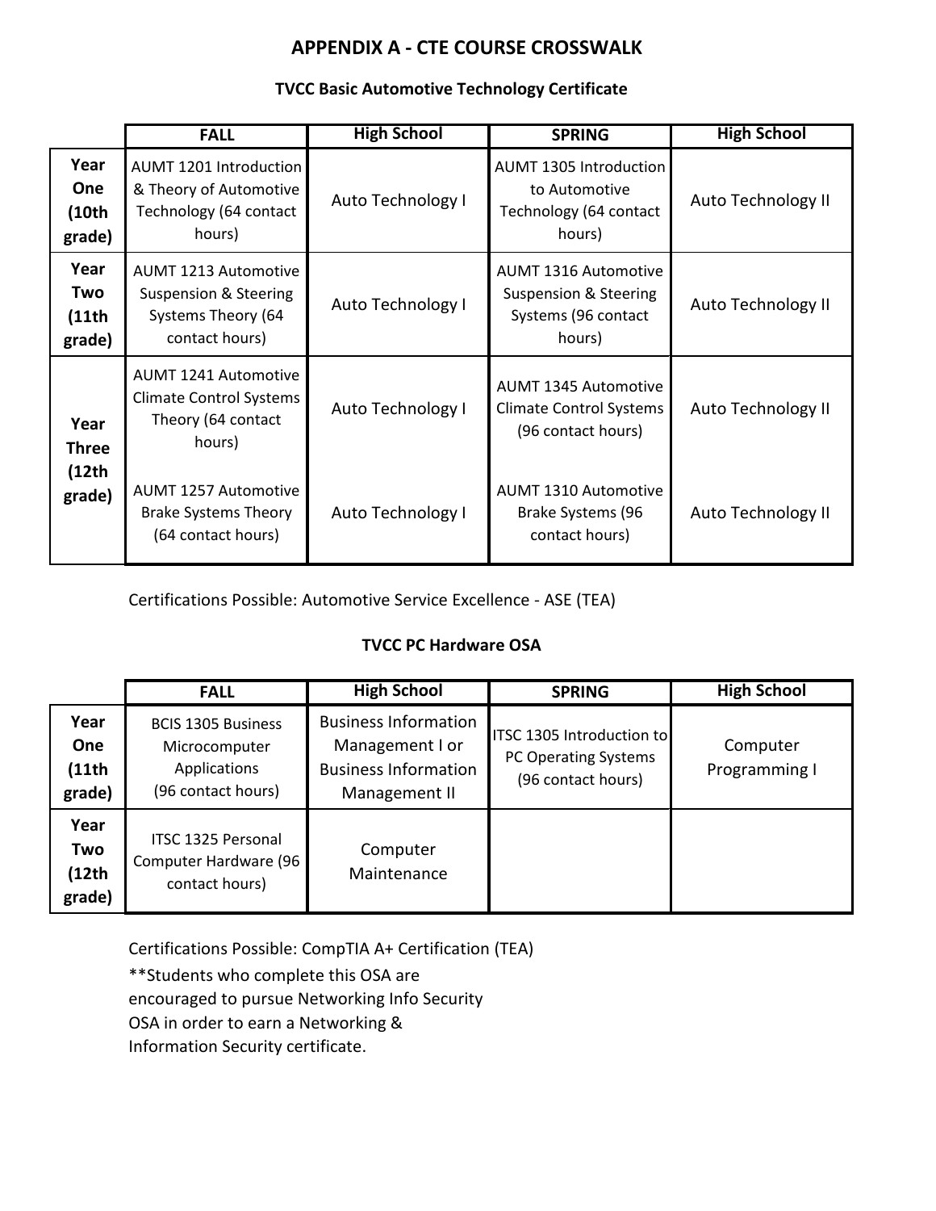# APPENDIX A - CTE COURSE CROSSWALK

## TVCC Basic Automotive Technology Certificate

| | FALL | High School | SPRING | High School |
|---|---|---|---|---|
| **Year One (10th grade)** | AUMT 1201 Introduction & Theory of Automotive Technology (64 contact hours) | Auto Technology I | AUMT 1305 Introduction to Automotive Technology (64 contact hours) | Auto Technology II |
| **Year Two (11th grade)** | AUMT 1213 Automotive Suspension & Steering Systems Theory (64 contact hours) | Auto Technology I | AUMT 1316 Automotive Suspension & Steering Systems (96 contact hours) | Auto Technology II |
| **Year Three (12th grade)** | AUMT 1241 Automotive Climate Control Systems Theory (64 contact hours) | Auto Technology I | AUMT 1345 Automotive Climate Control Systems (96 contact hours) | Auto Technology II |
| | AUMT 1257 Automotive Brake Systems Theory (64 contact hours) | Auto Technology I | AUMT 1310 Automotive Brake Systems (96 contact hours) | Auto Technology II |

Certifications Possible: Automotive Service Excellence - ASE (TEA)

## TVCC PC Hardware OSA

| | FALL | High School | SPRING | High School |
|---|---|---|---|---|
| **Year One (11th grade)** | BCIS 1305 Business Microcomputer Applications (96 contact hours) | Business Information Management I or Business Information Management II | ITSC 1305 Introduction to PC Operating Systems (96 contact hours) | Computer Programming I |
| **Year Two (12th grade)** | ITSC 1325 Personal Computer Hardware (96 contact hours) | Computer Maintenance | | |

Certifications Possible: CompTIA A+ Certification (TEA)

**Students who complete this OSA are encouraged to pursue Networking Info Security OSA in order to earn a Networking & Information Security certificate.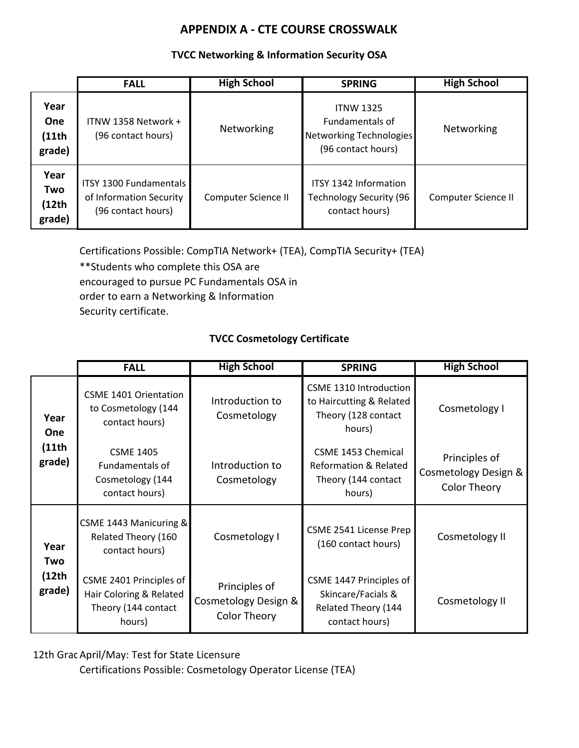# APPENDIX A - CTE COURSE CROSSWALK

### TVCC Networking & Information Security OSA

| | FALL | High School | SPRING | High School |
|---|---|---|---|---|
| **Year One (11th grade)** | ITNW 1358 Network + (96 contact hours) | Networking | ITNW 1325 Fundamentals of Networking Technologies (96 contact hours) | Networking |
| **Year Two (12th grade)** | ITSY 1300 Fundamentals of Information Security (96 contact hours) | Computer Science II | ITSY 1342 Information Technology Security (96 contact hours) | Computer Science II |

Certifications Possible: CompTIA Network+ (TEA), CompTIA Security+ (TEA)

**Students who complete this OSA are encouraged to pursue PC Fundamentals OSA in order to earn a Networking & Information Security certificate.

### TVCC Cosmetology Certificate

| | FALL | High School | SPRING | High School |
|---|---|---|---|---|
| **Year One (11th grade)** | CSME 1401 Orientation to Cosmetology (144 contact hours) | Introduction to Cosmetology | CSME 1310 Introduction to Haircutting & Related Theory (128 contact hours) | Cosmetology I |
| | CSME 1405 Fundamentals of Cosmetology (144 contact hours) | Introduction to Cosmetology | CSME 1453 Chemical Reformation & Related Theory (144 contact hours) | Principles of Cosmetology Design & Color Theory |
| **Year Two (12th grade)** | CSME 1443 Manicuring & Related Theory (160 contact hours) | Cosmetology I | CSME 2541 License Prep (160 contact hours) | Cosmetology II |
| | CSME 2401 Principles of Hair Coloring & Related Theory (144 contact hours) | Principles of Cosmetology Design & Color Theory | CSME 1447 Principles of Skincare/Facials & Related Theory (144 contact hours) | Cosmetology II |

12th Grac April/May: Test for State Licensure

Certifications Possible: Cosmetology Operator License (TEA)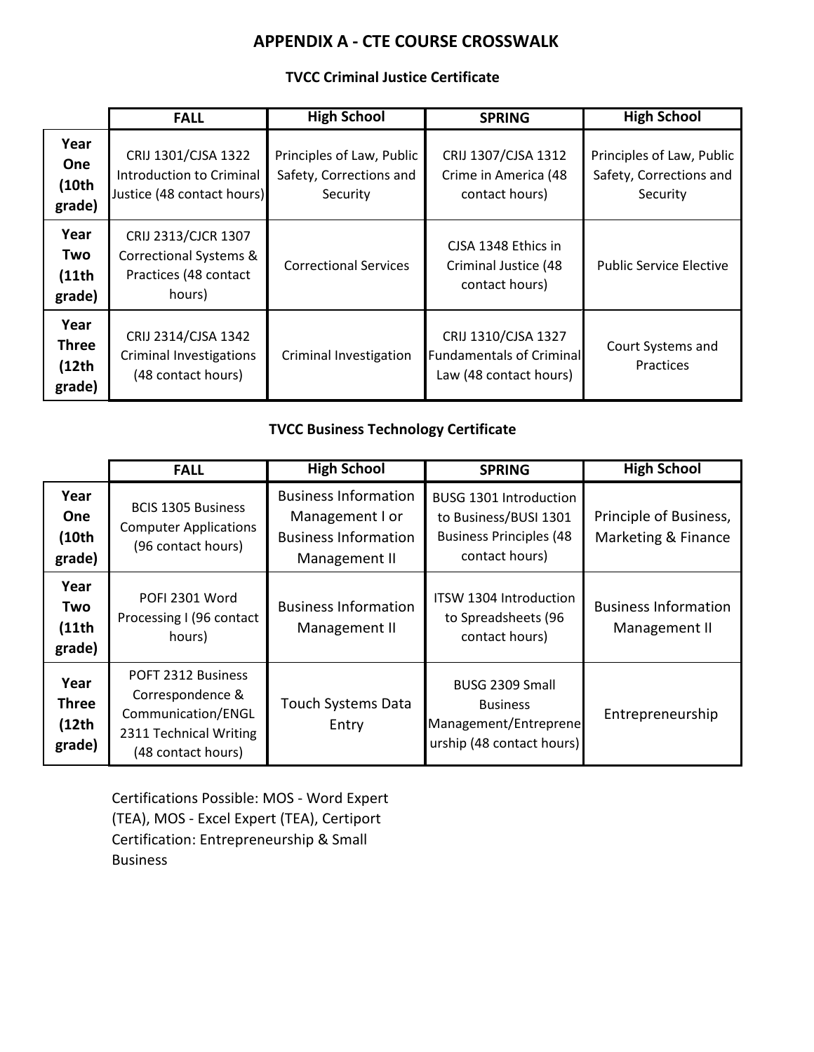# APPENDIX A - CTE COURSE CROSSWALK

### TVCC Criminal Justice Certificate

| | FALL | High School | SPRING | High School |
|---|---|---|---|---|
| **Year One (10th grade)** | CRIJ 1301/CJSA 1322 Introduction to Criminal Justice (48 contact hours) | Principles of Law, Public Safety, Corrections and Security | CRIJ 1307/CJSA 1312 Crime in America (48 contact hours) | Principles of Law, Public Safety, Corrections and Security |
| **Year Two (11th grade)** | CRIJ 2313/CJCR 1307 Correctional Systems & Practices (48 contact hours) | Correctional Services | CJSA 1348 Ethics in Criminal Justice (48 contact hours) | Public Service Elective |
| **Year Three (12th grade)** | CRIJ 2314/CJSA 1342 Criminal Investigations (48 contact hours) | Criminal Investigation | CRIJ 1310/CJSA 1327 Fundamentals of Criminal Law (48 contact hours) | Court Systems and Practices |

### TVCC Business Technology Certificate

| | FALL | High School | SPRING | High School |
|---|---|---|---|---|
| **Year One (10th grade)** | BCIS 1305 Business Computer Applications (96 contact hours) | Business Information Management I or Business Information Management II | BUSG 1301 Introduction to Business/BUSI 1301 Business Principles (48 contact hours) | Principle of Business, Marketing & Finance |
| **Year Two (11th grade)** | POFI 2301 Word Processing I (96 contact hours) | Business Information Management II | ITSW 1304 Introduction to Spreadsheets (96 contact hours) | Business Information Management II |
| **Year Three (12th grade)** | POFT 2312 Business Correspondence & Communication/ENGL 2311 Technical Writing (48 contact hours) | Touch Systems Data Entry | BUSG 2309 Small Business Management/Entrepreneurship (48 contact hours) | Entrepreneurship |

Certifications Possible: MOS - Word Expert (TEA), MOS - Excel Expert (TEA), Certiport Certification: Entrepreneurship & Small Business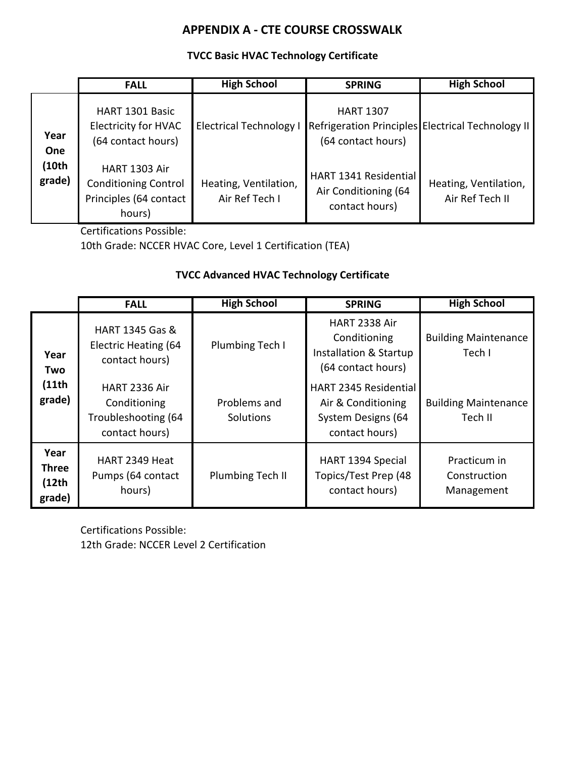# APPENDIX A - CTE COURSE CROSSWALK

### TVCC Basic HVAC Technology Certificate

| | FALL | High School | SPRING | High School |
|---|---|---|---|---|
| **Year One (10th grade)** | HART 1301 Basic Electricity for HVAC (64 contact hours) | Electrical Technology I | HART 1307 Refrigeration Principles (64 contact hours) | Electrical Technology II |
| | HART 1303 Air Conditioning Control Principles (64 contact hours) | Heating, Ventilation, Air Ref Tech I | HART 1341 Residential Air Conditioning (64 contact hours) | Heating, Ventilation, Air Ref Tech II |

Certifications Possible:
10th Grade: NCCER HVAC Core, Level 1 Certification (TEA)

### TVCC Advanced HVAC Technology Certificate

| | FALL | High School | SPRING | High School |
|---|---|---|---|---|
| **Year Two (11th grade)** | HART 1345 Gas & Electric Heating (64 contact hours) | Plumbing Tech I | HART 2338 Air Conditioning Installation & Startup (64 contact hours) | Building Maintenance Tech I |
| | HART 2336 Air Conditioning Troubleshooting (64 contact hours) | Problems and Solutions | HART 2345 Residential Air & Conditioning System Designs (64 contact hours) | Building Maintenance Tech II |
| **Year Three (12th grade)** | HART 2349 Heat Pumps (64 contact hours) | Plumbing Tech II | HART 1394 Special Topics/Test Prep (48 contact hours) | Practicum in Construction Management |

Certifications Possible:
12th Grade: NCCER Level 2 Certification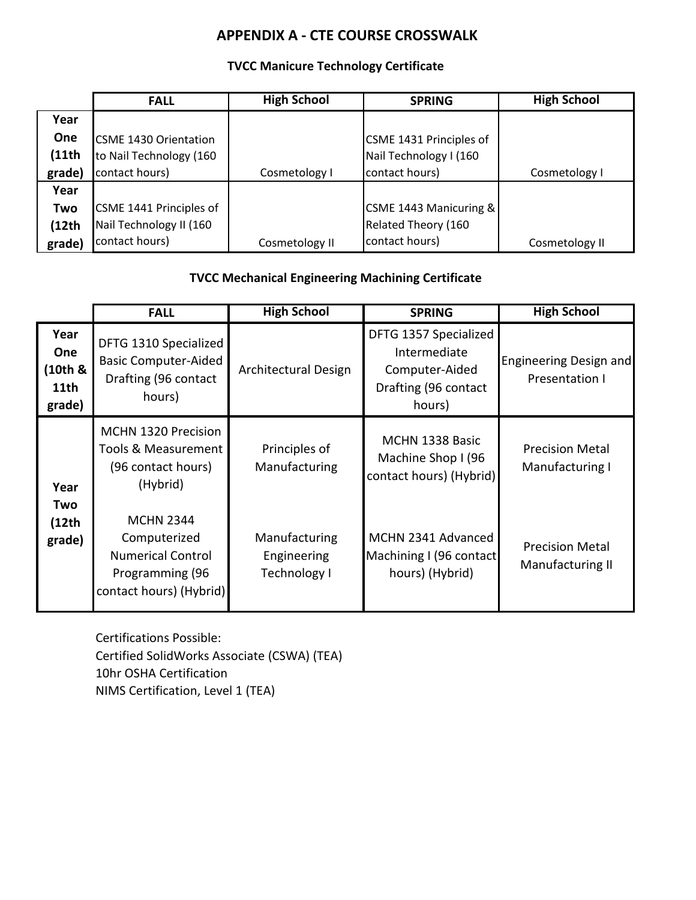# APPENDIX A - CTE COURSE CROSSWALK

### TVCC Manicure Technology Certificate

| | FALL | High School | SPRING | High School |
|---|---|---|---|---|
| Year One (11th grade) | CSME 1430 Orientation to Nail Technology (160 contact hours) | Cosmetology I | CSME 1431 Principles of Nail Technology I (160 contact hours) | Cosmetology I |
| Year Two (12th grade) | CSME 1441 Principles of Nail Technology II (160 contact hours) | Cosmetology II | CSME 1443 Manicuring & Related Theory (160 contact hours) | Cosmetology II |

### TVCC Mechanical Engineering Machining Certificate

| | FALL | High School | SPRING | High School |
|---|---|---|---|---|
| Year One (10th & 11th grade) | DFTG 1310 Specialized Basic Computer-Aided Drafting (96 contact hours) | Architectural Design | DFTG 1357 Specialized Intermediate Computer-Aided Drafting (96 contact hours) | Engineering Design and Presentation I |
| Year Two (12th grade) | MCHN 1320 Precision Tools & Measurement (96 contact hours) (Hybrid) | Principles of Manufacturing | MCHN 1338 Basic Machine Shop I (96 contact hours) (Hybrid) | Precision Metal Manufacturing I |
| | MCHN 2344 Computerized Numerical Control Programming (96 contact hours) (Hybrid) | Manufacturing Engineering Technology I | MCHN 2341 Advanced Machining I (96 contact hours) (Hybrid) | Precision Metal Manufacturing II |

Certifications Possible:
Certified SolidWorks Associate (CSWA) (TEA)
10hr OSHA Certification
NIMS Certification, Level 1 (TEA)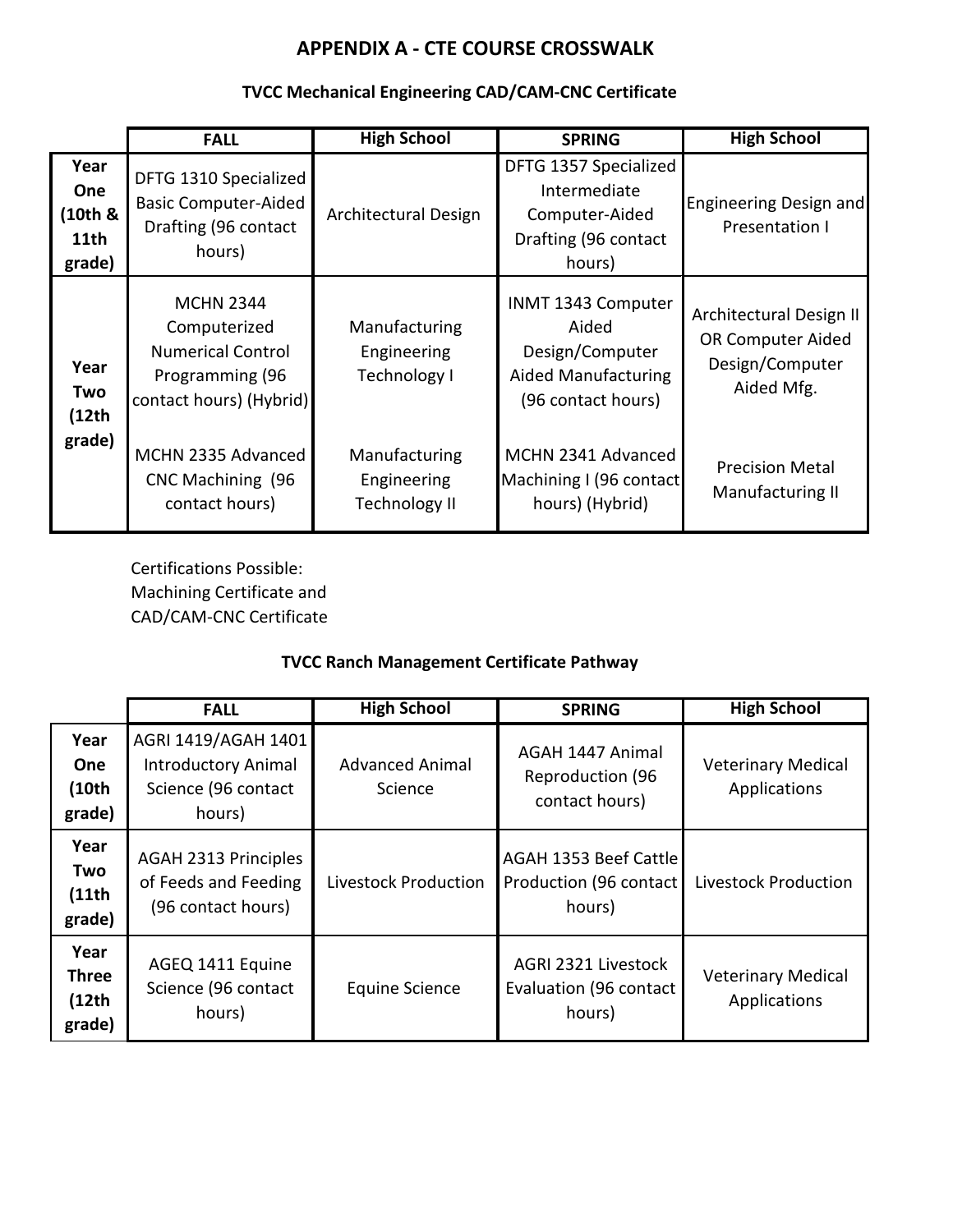# APPENDIX A - CTE COURSE CROSSWALK

## TVCC Mechanical Engineering CAD/CAM-CNC Certificate

| | FALL | High School | SPRING | High School |
|---|---|---|---|---|
| Year One (10th & 11th grade) | DFTG 1310 Specialized Basic Computer-Aided Drafting (96 contact hours) | Architectural Design | DFTG 1357 Specialized Intermediate Computer-Aided Drafting (96 contact hours) | Engineering Design and Presentation I |
| Year Two (12th grade) | MCHN 2344 Computerized Numerical Control Programming (96 contact hours) (Hybrid) | Manufacturing Engineering Technology I | INMT 1343 Computer Aided Design/Computer Aided Manufacturing (96 contact hours) | Architectural Design II OR Computer Aided Design/Computer Aided Mfg. |
| | MCHN 2335 Advanced CNC Machining (96 contact hours) | Manufacturing Engineering Technology II | MCHN 2341 Advanced Machining I (96 contact hours) (Hybrid) | Precision Metal Manufacturing II |

Certifications Possible:
Machining Certificate and
CAD/CAM-CNC Certificate

## TVCC Ranch Management Certificate Pathway

| | FALL | High School | SPRING | High School |
|---|---|---|---|---|
| Year One (10th grade) | AGRI 1419/AGAH 1401 Introductory Animal Science (96 contact hours) | Advanced Animal Science | AGAH 1447 Animal Reproduction (96 contact hours) | Veterinary Medical Applications |
| Year Two (11th grade) | AGAH 2313 Principles of Feeds and Feeding (96 contact hours) | Livestock Production | AGAH 1353 Beef Cattle Production (96 contact hours) | Livestock Production |
| Year Three (12th grade) | AGEQ 1411 Equine Science (96 contact hours) | Equine Science | AGRI 2321 Livestock Evaluation (96 contact hours) | Veterinary Medical Applications |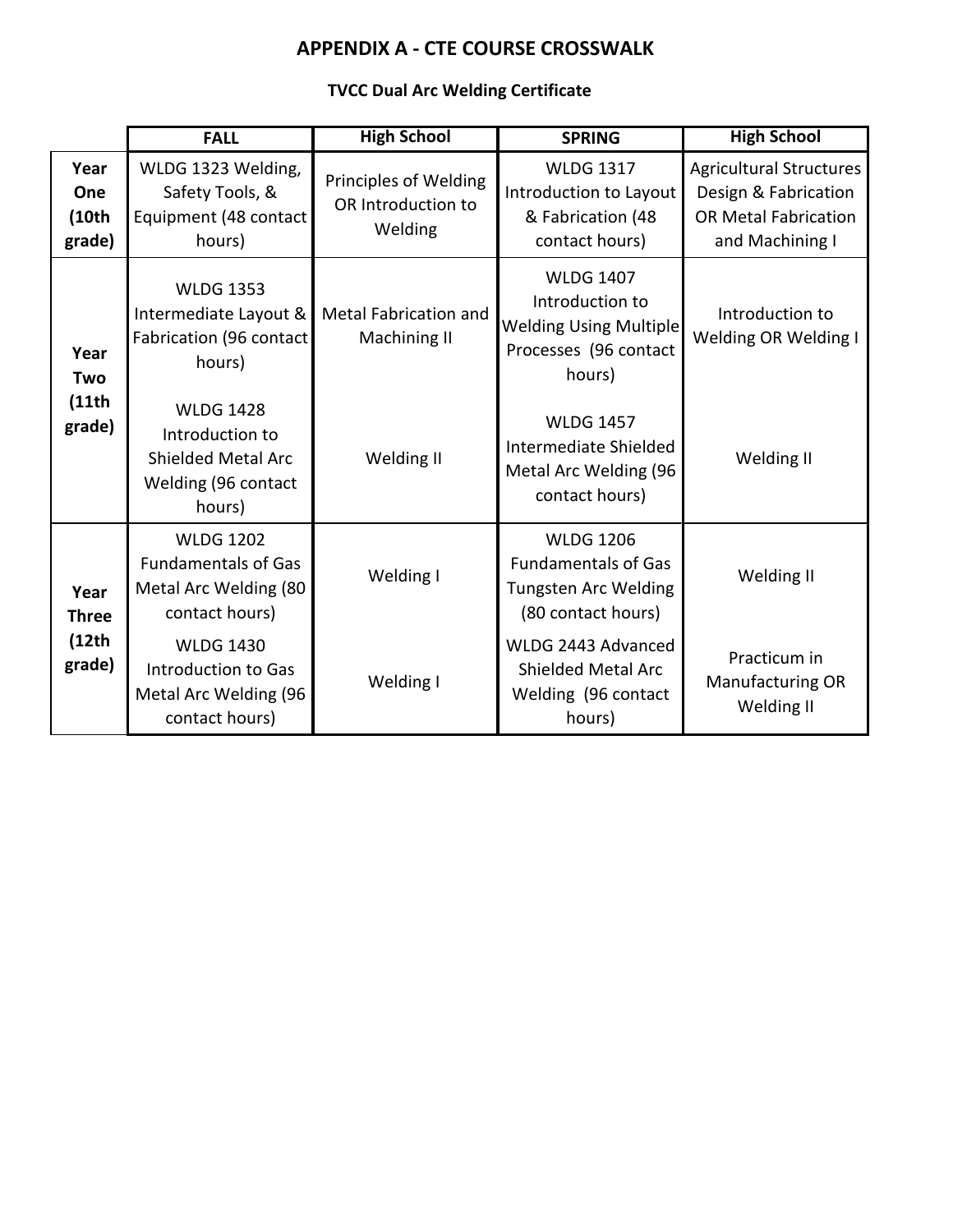# APPENDIX A - CTE COURSE CROSSWALK

### TVCC Dual Arc Welding Certificate

| | FALL | High School | SPRING | High School |
|---|---|---|---|---|
| Year One (10th grade) | WLDG 1323 Welding, Safety Tools, & Equipment (48 contact hours) | Principles of Welding OR Introduction to Welding | WLDG 1317 Introduction to Layout & Fabrication (48 contact hours) | Agricultural Structures Design & Fabrication OR Metal Fabrication and Machining I |
| Year Two (11th grade) | WLDG 1353 Intermediate Layout & Fabrication (96 contact hours) | Metal Fabrication and Machining II | WLDG 1407 Introduction to Welding Using Multiple Processes (96 contact hours) | Introduction to Welding OR Welding I |
| | WLDG 1428 Introduction to Shielded Metal Arc Welding (96 contact hours) | Welding II | WLDG 1457 Intermediate Shielded Metal Arc Welding (96 contact hours) | Welding II |
| Year Three (12th grade) | WLDG 1202 Fundamentals of Gas Metal Arc Welding (80 contact hours) | Welding I | WLDG 1206 Fundamentals of Gas Tungsten Arc Welding (80 contact hours) | Welding II |
| | WLDG 1430 Introduction to Gas Metal Arc Welding (96 contact hours) | Welding I | WLDG 2443 Advanced Shielded Metal Arc Welding (96 contact hours) | Practicum in Manufacturing OR Welding II |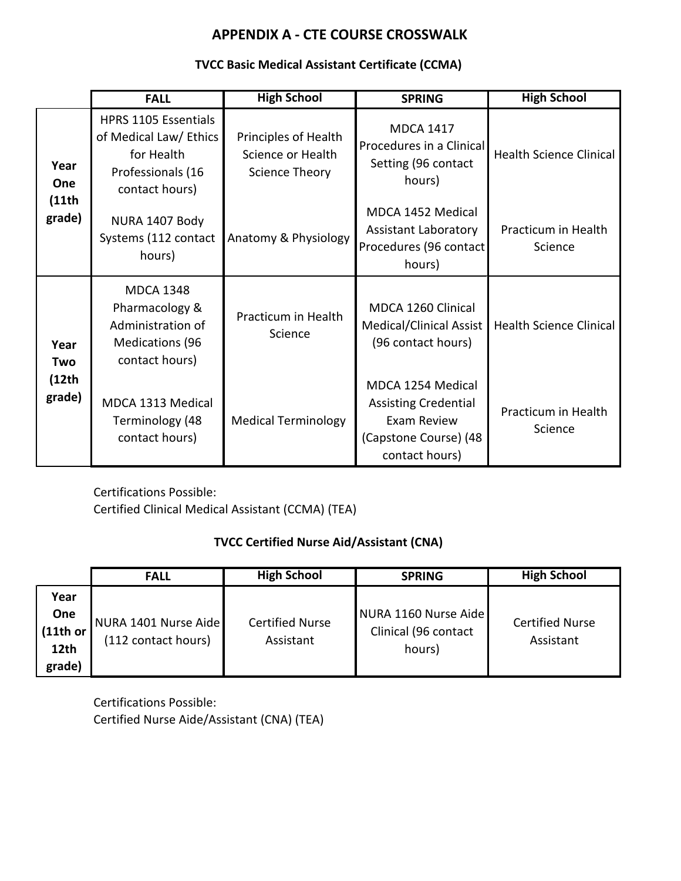# APPENDIX A - CTE COURSE CROSSWALK

### TVCC Basic Medical Assistant Certificate (CCMA)

| | FALL | High School | SPRING | High School |
|---|---|---|---|---|
| Year One (11th grade) | HPRS 1105 Essentials of Medical Law/ Ethics for Health Professionals (16 contact hours) | Principles of Health Science or Health Science Theory | MDCA 1417 Procedures in a Clinical Setting (96 contact hours) | Health Science Clinical |
| | NURA 1407 Body Systems (112 contact hours) | Anatomy & Physiology | MDCA 1452 Medical Assistant Laboratory Procedures (96 contact hours) | Practicum in Health Science |
| Year Two (12th grade) | MDCA 1348 Pharmacology & Administration of Medications (96 contact hours) | Practicum in Health Science | MDCA 1260 Clinical Medical/Clinical Assist (96 contact hours) | Health Science Clinical |
| | MDCA 1313 Medical Terminology (48 contact hours) | Medical Terminology | MDCA 1254 Medical Assisting Credential Exam Review (Capstone Course) (48 contact hours) | Practicum in Health Science |

Certifications Possible:
Certified Clinical Medical Assistant (CCMA) (TEA)

### TVCC Certified Nurse Aid/Assistant (CNA)

| | FALL | High School | SPRING | High School |
|---|---|---|---|---|
| Year One (11th or 12th grade) | NURA 1401 Nurse Aide (112 contact hours) | Certified Nurse Assistant | NURA 1160 Nurse Aide Clinical (96 contact hours) | Certified Nurse Assistant |

Certifications Possible:
Certified Nurse Aide/Assistant (CNA) (TEA)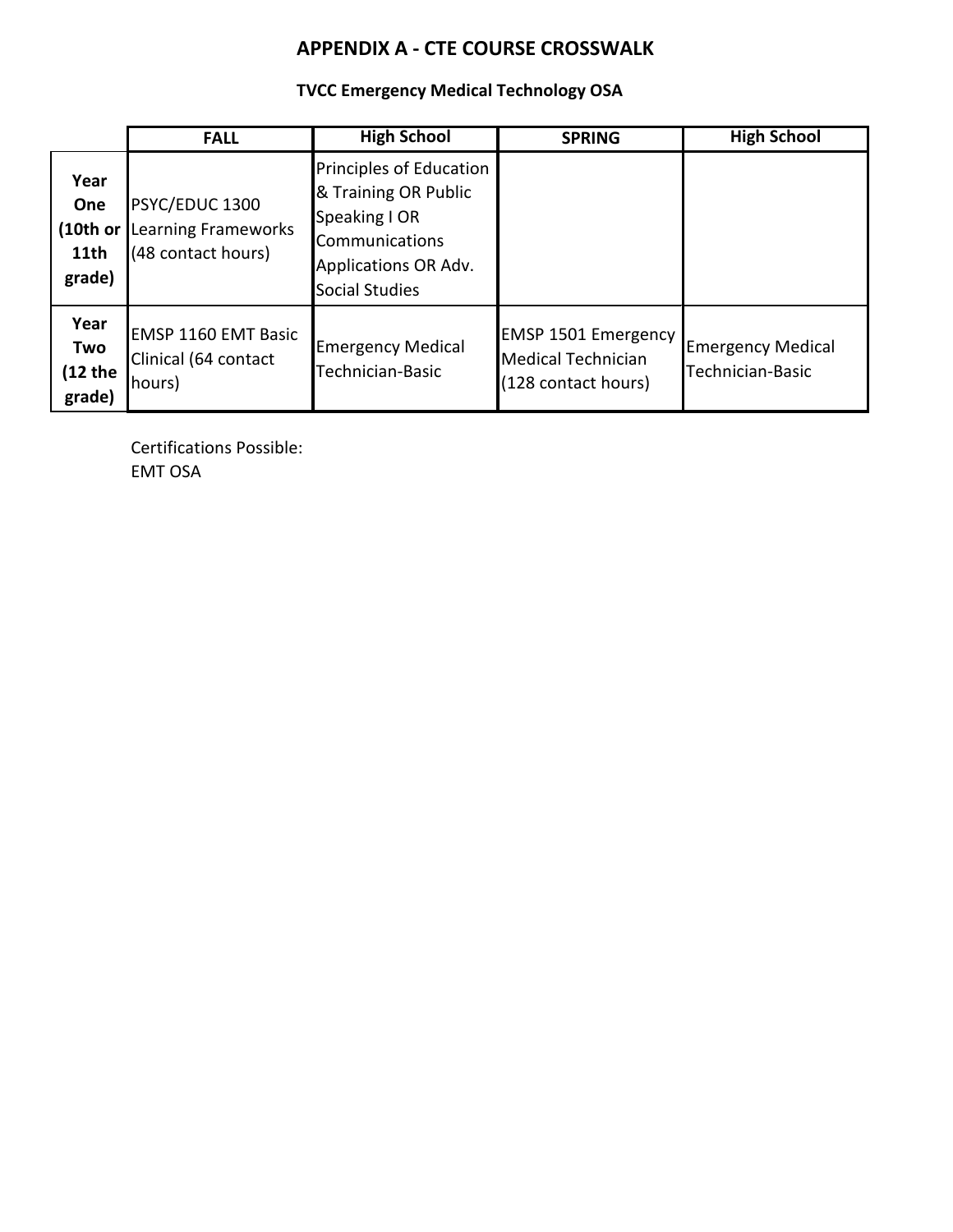# APPENDIX A - CTE COURSE CROSSWALK

## TVCC Emergency Medical Technology OSA

| | FALL | High School | SPRING | High School |
|---|---|---|---|---|
| **Year One (10th or 11th grade)** | PSYC/EDUC 1300 Learning Frameworks (48 contact hours) | Principles of Education & Training OR Public Speaking I OR Communications Applications OR Adv. Social Studies | | |
| **Year Two (12 the grade)** | EMSP 1160 EMT Basic Clinical (64 contact hours) | Emergency Medical Technician-Basic | EMSP 1501 Emergency Medical Technician (128 contact hours) | Emergency Medical Technician-Basic |

Certifications Possible:
EMT OSA